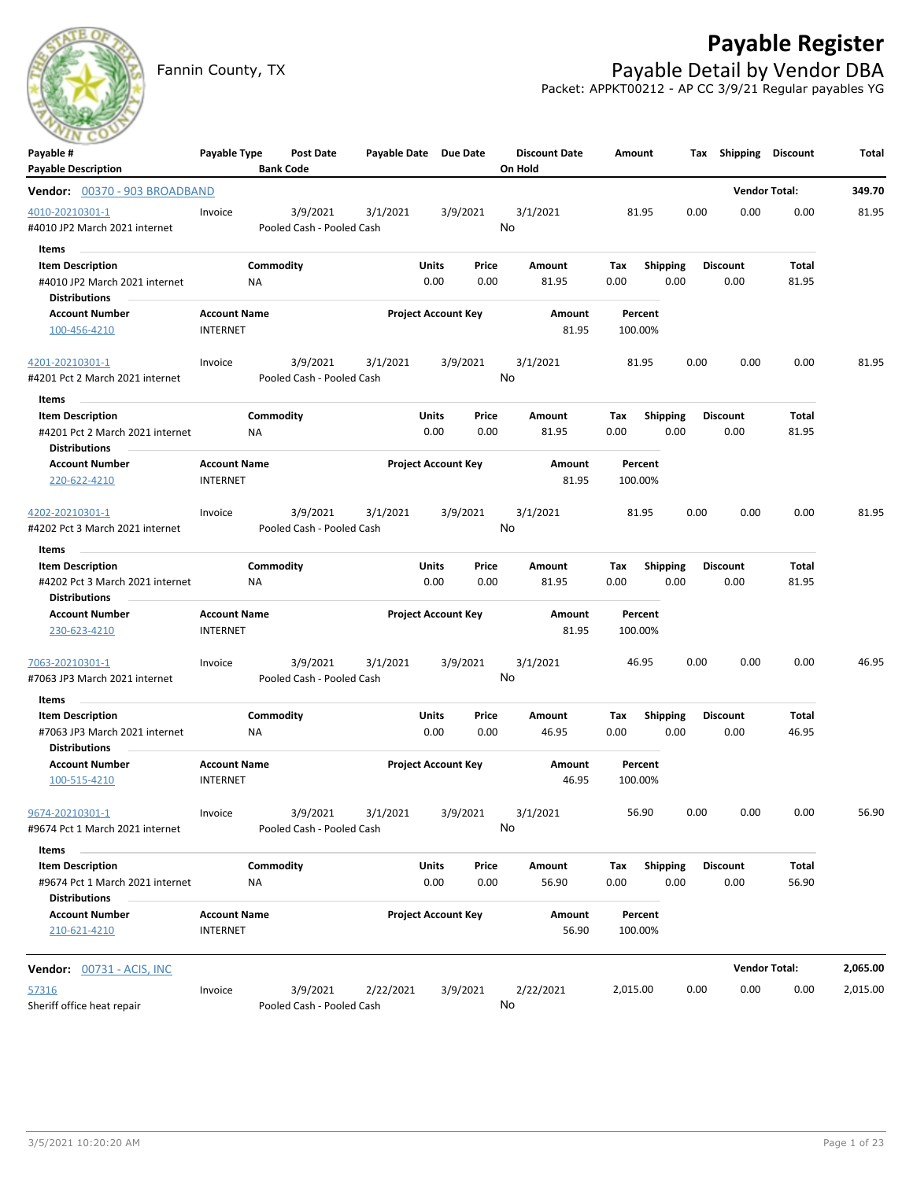# Payable Register

Fannin County, TX

## Payable Detail by Vendor DBA

Packet: APPKT00212 - AP CC 3/9/21 Regular payables YG

| Payable # / Payable Description | Payable Type | Post Date / Bank Code | Payable Date | Due Date | Discount Date / On Hold | Amount | Tax | Shipping | Discount | Total |
|---|---|---|---|---|---|---|---|---|---|---|

**Vendor: 00370 - 903 BROADBAND** — Vendor Total: **349.70**

| Payable # | Payable Type | Post Date | Payable Date | Due Date | Discount Date | Amount | Tax | Shipping | Discount | Total |
|---|---|---|---|---|---|---|---|---|---|---|
| 4010-20210301-1 | Invoice | 3/9/2021 | 3/1/2021 | 3/9/2021 | 3/1/2021 | 81.95 | 0.00 | 0.00 | 0.00 | 81.95 |
| #4010 JP2 March 2021 internet | | Pooled Cash - Pooled Cash | | | No | | | | | |

Items

| Item Description | Commodity | Units | Price | Amount | Tax | Shipping | Discount | Total |
|---|---|---|---|---|---|---|---|---|
| #4010 JP2 March 2021 internet | NA | 0.00 | 0.00 | 81.95 | 0.00 | 0.00 | 0.00 | 81.95 |

Distributions

| Account Number | Account Name | Project Account Key | Amount | Percent |
|---|---|---|---|---|
| 100-456-4210 | INTERNET | | 81.95 | 100.00% |

| Payable # | Payable Type | Post Date | Payable Date | Due Date | Discount Date | Amount | Tax | Shipping | Discount | Total |
|---|---|---|---|---|---|---|---|---|---|---|
| 4201-20210301-1 | Invoice | 3/9/2021 | 3/1/2021 | 3/9/2021 | 3/1/2021 | 81.95 | 0.00 | 0.00 | 0.00 | 81.95 |
| #4201 Pct 2 March 2021 internet | | Pooled Cash - Pooled Cash | | | No | | | | | |

Items

| Item Description | Commodity | Units | Price | Amount | Tax | Shipping | Discount | Total |
|---|---|---|---|---|---|---|---|---|
| #4201 Pct 2 March 2021 internet | NA | 0.00 | 0.00 | 81.95 | 0.00 | 0.00 | 0.00 | 81.95 |

Distributions

| Account Number | Account Name | Project Account Key | Amount | Percent |
|---|---|---|---|---|
| 220-622-4210 | INTERNET | | 81.95 | 100.00% |

| Payable # | Payable Type | Post Date | Payable Date | Due Date | Discount Date | Amount | Tax | Shipping | Discount | Total |
|---|---|---|---|---|---|---|---|---|---|---|
| 4202-20210301-1 | Invoice | 3/9/2021 | 3/1/2021 | 3/9/2021 | 3/1/2021 | 81.95 | 0.00 | 0.00 | 0.00 | 81.95 |
| #4202 Pct 3 March 2021 internet | | Pooled Cash - Pooled Cash | | | No | | | | | |

Items

| Item Description | Commodity | Units | Price | Amount | Tax | Shipping | Discount | Total |
|---|---|---|---|---|---|---|---|---|
| #4202 Pct 3 March 2021 internet | NA | 0.00 | 0.00 | 81.95 | 0.00 | 0.00 | 0.00 | 81.95 |

Distributions

| Account Number | Account Name | Project Account Key | Amount | Percent |
|---|---|---|---|---|
| 230-623-4210 | INTERNET | | 81.95 | 100.00% |

| Payable # | Payable Type | Post Date | Payable Date | Due Date | Discount Date | Amount | Tax | Shipping | Discount | Total |
|---|---|---|---|---|---|---|---|---|---|---|
| 7063-20210301-1 | Invoice | 3/9/2021 | 3/1/2021 | 3/9/2021 | 3/1/2021 | 46.95 | 0.00 | 0.00 | 0.00 | 46.95 |
| #7063 JP3 March 2021 internet | | Pooled Cash - Pooled Cash | | | No | | | | | |

Items

| Item Description | Commodity | Units | Price | Amount | Tax | Shipping | Discount | Total |
|---|---|---|---|---|---|---|---|---|
| #7063 JP3 March 2021 internet | NA | 0.00 | 0.00 | 46.95 | 0.00 | 0.00 | 0.00 | 46.95 |

Distributions

| Account Number | Account Name | Project Account Key | Amount | Percent |
|---|---|---|---|---|
| 100-515-4210 | INTERNET | | 46.95 | 100.00% |

| Payable # | Payable Type | Post Date | Payable Date | Due Date | Discount Date | Amount | Tax | Shipping | Discount | Total |
|---|---|---|---|---|---|---|---|---|---|---|
| 9674-20210301-1 | Invoice | 3/9/2021 | 3/1/2021 | 3/9/2021 | 3/1/2021 | 56.90 | 0.00 | 0.00 | 0.00 | 56.90 |
| #9674 Pct 1 March 2021 internet | | Pooled Cash - Pooled Cash | | | No | | | | | |

Items

| Item Description | Commodity | Units | Price | Amount | Tax | Shipping | Discount | Total |
|---|---|---|---|---|---|---|---|---|
| #9674 Pct 1 March 2021 internet | NA | 0.00 | 0.00 | 56.90 | 0.00 | 0.00 | 0.00 | 56.90 |

Distributions

| Account Number | Account Name | Project Account Key | Amount | Percent |
|---|---|---|---|---|
| 210-621-4210 | INTERNET | | 56.90 | 100.00% |

**Vendor: 00731 - ACIS, INC** — Vendor Total: **2,065.00**

| Payable # | Payable Type | Post Date | Payable Date | Due Date | Discount Date | Amount | Tax | Shipping | Discount | Total |
|---|---|---|---|---|---|---|---|---|---|---|
| 57316 | Invoice | 3/9/2021 | 2/22/2021 | 3/9/2021 | 2/22/2021 | 2,015.00 | 0.00 | 0.00 | 0.00 | 2,015.00 |
| Sheriff office heat repair | | Pooled Cash - Pooled Cash | | | No | | | | | |

3/5/2021 10:20:20 AM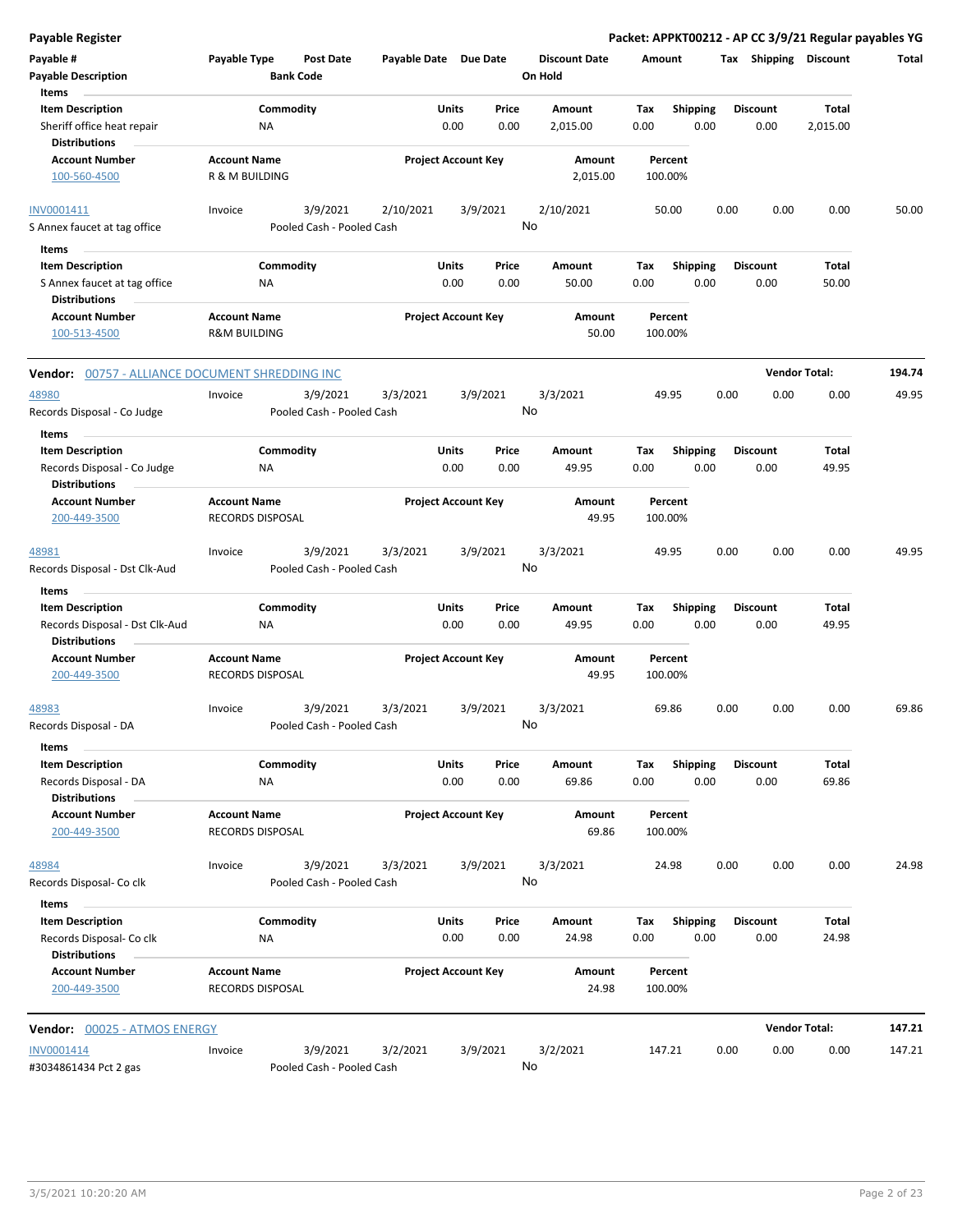**Payable Register** — **Packet: APPKT00212 - AP CC 3/9/21 Regular payables YG**

| Payable # | Payable Type | Post Date | Payable Date | Due Date | Discount Date | Amount | Tax | Shipping | Discount | Total |
|---|---|---|---|---|---|---|---|---|---|---|
| Payable Description | | Bank Code | | | On Hold | | | | | |

**Items**

| Item Description | Commodity | Units | Price | Amount | Tax | Shipping | Discount | Total |
|---|---|---|---|---|---|---|---|---|
| Sheriff office heat repair | NA | 0.00 | 0.00 | 2,015.00 | 0.00 | 0.00 | 0.00 | 2,015.00 |

**Distributions**

| Account Number | Account Name | Project Account Key | Amount | Percent |
|---|---|---|---|---|
| 100-560-4500 | R & M BUILDING | | 2,015.00 | 100.00% |

| Payable # | Payable Type | Post Date | Payable Date | Due Date | Discount Date | Amount | Tax | Shipping | Discount | Total |
|---|---|---|---|---|---|---|---|---|---|---|
| INV0001411 | Invoice | 3/9/2021 | 2/10/2021 | 3/9/2021 | 2/10/2021 | 50.00 | 0.00 | 0.00 | 0.00 | 50.00 |
| S Annex faucet at tag office | | Pooled Cash - Pooled Cash | | | No | | | | | |

**Items**

| Item Description | Commodity | Units | Price | Amount | Tax | Shipping | Discount | Total |
|---|---|---|---|---|---|---|---|---|
| S Annex faucet at tag office | NA | 0.00 | 0.00 | 50.00 | 0.00 | 0.00 | 0.00 | 50.00 |

**Distributions**

| Account Number | Account Name | Project Account Key | Amount | Percent |
|---|---|---|---|---|
| 100-513-4500 | R&M BUILDING | | 50.00 | 100.00% |

**Vendor: 00757 - ALLIANCE DOCUMENT SHREDDING INC** — **Vendor Total: 194.74**

| Payable # | Payable Type | Post Date | Payable Date | Due Date | Discount Date | Amount | Tax | Shipping | Discount | Total |
|---|---|---|---|---|---|---|---|---|---|---|
| 48980 | Invoice | 3/9/2021 | 3/3/2021 | 3/9/2021 | 3/3/2021 | 49.95 | 0.00 | 0.00 | 0.00 | 49.95 |
| Records Disposal - Co Judge | | Pooled Cash - Pooled Cash | | | No | | | | | |

**Items**

| Item Description | Commodity | Units | Price | Amount | Tax | Shipping | Discount | Total |
|---|---|---|---|---|---|---|---|---|
| Records Disposal - Co Judge | NA | 0.00 | 0.00 | 49.95 | 0.00 | 0.00 | 0.00 | 49.95 |

**Distributions**

| Account Number | Account Name | Project Account Key | Amount | Percent |
|---|---|---|---|---|
| 200-449-3500 | RECORDS DISPOSAL | | 49.95 | 100.00% |

| Payable # | Payable Type | Post Date | Payable Date | Due Date | Discount Date | Amount | Tax | Shipping | Discount | Total |
|---|---|---|---|---|---|---|---|---|---|---|
| 48981 | Invoice | 3/9/2021 | 3/3/2021 | 3/9/2021 | 3/3/2021 | 49.95 | 0.00 | 0.00 | 0.00 | 49.95 |
| Records Disposal - Dst Clk-Aud | | Pooled Cash - Pooled Cash | | | No | | | | | |

**Items**

| Item Description | Commodity | Units | Price | Amount | Tax | Shipping | Discount | Total |
|---|---|---|---|---|---|---|---|---|
| Records Disposal - Dst Clk-Aud | NA | 0.00 | 0.00 | 49.95 | 0.00 | 0.00 | 0.00 | 49.95 |

**Distributions**

| Account Number | Account Name | Project Account Key | Amount | Percent |
|---|---|---|---|---|
| 200-449-3500 | RECORDS DISPOSAL | | 49.95 | 100.00% |

| Payable # | Payable Type | Post Date | Payable Date | Due Date | Discount Date | Amount | Tax | Shipping | Discount | Total |
|---|---|---|---|---|---|---|---|---|---|---|
| 48983 | Invoice | 3/9/2021 | 3/3/2021 | 3/9/2021 | 3/3/2021 | 69.86 | 0.00 | 0.00 | 0.00 | 69.86 |
| Records Disposal - DA | | Pooled Cash - Pooled Cash | | | No | | | | | |

**Items**

| Item Description | Commodity | Units | Price | Amount | Tax | Shipping | Discount | Total |
|---|---|---|---|---|---|---|---|---|
| Records Disposal - DA | NA | 0.00 | 0.00 | 69.86 | 0.00 | 0.00 | 0.00 | 69.86 |

**Distributions**

| Account Number | Account Name | Project Account Key | Amount | Percent |
|---|---|---|---|---|
| 200-449-3500 | RECORDS DISPOSAL | | 69.86 | 100.00% |

| Payable # | Payable Type | Post Date | Payable Date | Due Date | Discount Date | Amount | Tax | Shipping | Discount | Total |
|---|---|---|---|---|---|---|---|---|---|---|
| 48984 | Invoice | 3/9/2021 | 3/3/2021 | 3/9/2021 | 3/3/2021 | 24.98 | 0.00 | 0.00 | 0.00 | 24.98 |
| Records Disposal- Co clk | | Pooled Cash - Pooled Cash | | | No | | | | | |

**Items**

| Item Description | Commodity | Units | Price | Amount | Tax | Shipping | Discount | Total |
|---|---|---|---|---|---|---|---|---|
| Records Disposal- Co clk | NA | 0.00 | 0.00 | 24.98 | 0.00 | 0.00 | 0.00 | 24.98 |

**Distributions**

| Account Number | Account Name | Project Account Key | Amount | Percent |
|---|---|---|---|---|
| 200-449-3500 | RECORDS DISPOSAL | | 24.98 | 100.00% |

**Vendor: 00025 - ATMOS ENERGY** — **Vendor Total: 147.21**

| Payable # | Payable Type | Post Date | Payable Date | Due Date | Discount Date | Amount | Tax | Shipping | Discount | Total |
|---|---|---|---|---|---|---|---|---|---|---|
| INV0001414 | Invoice | 3/9/2021 | 3/2/2021 | 3/9/2021 | 3/2/2021 | 147.21 | 0.00 | 0.00 | 0.00 | 147.21 |
| #3034861434 Pct 2 gas | | Pooled Cash - Pooled Cash | | | No | | | | | |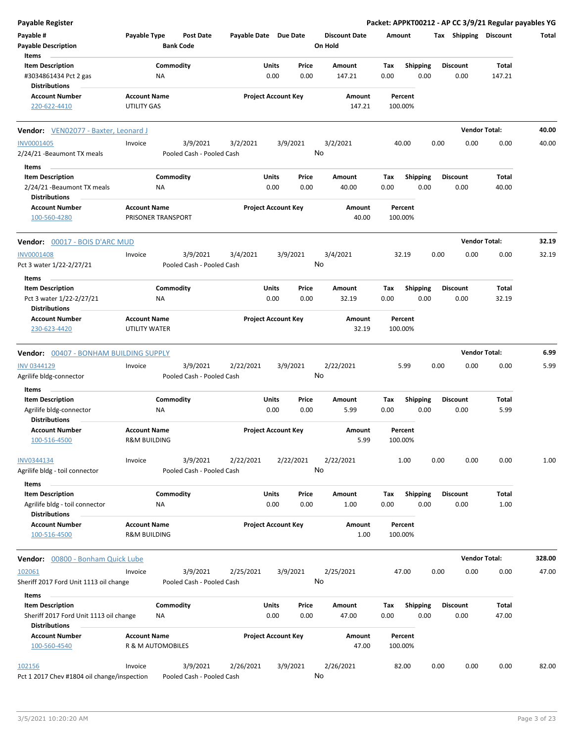**Payable Register** — Packet: APPKT00212 - AP CC 3/9/21 Regular payables YG

| Payable # | Payable Type | Post Date | Payable Date | Due Date | Discount Date | Amount | Tax | Shipping | Discount | Total |
|---|---|---|---|---|---|---|---|---|---|---|
| Payable Description | | Bank Code | | | On Hold | | | | | |

Items

| Item Description | Commodity | Units | Price | Amount | Tax | Shipping | Discount | Total |
|---|---|---|---|---|---|---|---|---|
| #3034861434 Pct 2 gas | NA | 0.00 | 0.00 | 147.21 | 0.00 | 0.00 | 0.00 | 147.21 |

Distributions

| Account Number | Account Name | Project Account Key | Amount | Percent |
|---|---|---|---|---|
| 220-622-4410 | UTILITY GAS | | 147.21 | 100.00% |

---

**Vendor:** VEN02077 - Baxter, Leonard J — **Vendor Total:** 40.00

| Payable # | Payable Type | Post Date | Payable Date | Due Date | Discount Date | Amount | Tax | Shipping | Discount | Total |
|---|---|---|---|---|---|---|---|---|---|---|
| INV0001405 | Invoice | 3/9/2021 | 3/2/2021 | 3/9/2021 | 3/2/2021 | 40.00 | 0.00 | 0.00 | 0.00 | 40.00 |
| 2/24/21 -Beaumont TX meals | | Pooled Cash - Pooled Cash | | | No | | | | | |

Items

| Item Description | Commodity | Units | Price | Amount | Tax | Shipping | Discount | Total |
|---|---|---|---|---|---|---|---|---|
| 2/24/21 -Beaumont TX meals | NA | 0.00 | 0.00 | 40.00 | 0.00 | 0.00 | 0.00 | 40.00 |

Distributions

| Account Number | Account Name | Project Account Key | Amount | Percent |
|---|---|---|---|---|
| 100-560-4280 | PRISONER TRANSPORT | | 40.00 | 100.00% |

---

**Vendor:** 00017 - BOIS D'ARC MUD — **Vendor Total:** 32.19

| Payable # | Payable Type | Post Date | Payable Date | Due Date | Discount Date | Amount | Tax | Shipping | Discount | Total |
|---|---|---|---|---|---|---|---|---|---|---|
| INV0001408 | Invoice | 3/9/2021 | 3/4/2021 | 3/9/2021 | 3/4/2021 | 32.19 | 0.00 | 0.00 | 0.00 | 32.19 |
| Pct 3 water 1/22-2/27/21 | | Pooled Cash - Pooled Cash | | | No | | | | | |

Items

| Item Description | Commodity | Units | Price | Amount | Tax | Shipping | Discount | Total |
|---|---|---|---|---|---|---|---|---|
| Pct 3 water 1/22-2/27/21 | NA | 0.00 | 0.00 | 32.19 | 0.00 | 0.00 | 0.00 | 32.19 |

Distributions

| Account Number | Account Name | Project Account Key | Amount | Percent |
|---|---|---|---|---|
| 230-623-4420 | UTILITY WATER | | 32.19 | 100.00% |

---

**Vendor:** 00407 - BONHAM BUILDING SUPPLY — **Vendor Total:** 6.99

| Payable # | Payable Type | Post Date | Payable Date | Due Date | Discount Date | Amount | Tax | Shipping | Discount | Total |
|---|---|---|---|---|---|---|---|---|---|---|
| INV 0344129 | Invoice | 3/9/2021 | 2/22/2021 | 3/9/2021 | 2/22/2021 | 5.99 | 0.00 | 0.00 | 0.00 | 5.99 |
| Agrilife bldg-connector | | Pooled Cash - Pooled Cash | | | No | | | | | |

Items

| Item Description | Commodity | Units | Price | Amount | Tax | Shipping | Discount | Total |
|---|---|---|---|---|---|---|---|---|
| Agrilife bldg-connector | NA | 0.00 | 0.00 | 5.99 | 0.00 | 0.00 | 0.00 | 5.99 |

Distributions

| Account Number | Account Name | Project Account Key | Amount | Percent |
|---|---|---|---|---|
| 100-516-4500 | R&M BUILDING | | 5.99 | 100.00% |

| Payable # | Payable Type | Post Date | Payable Date | Due Date | Discount Date | Amount | Tax | Shipping | Discount | Total |
|---|---|---|---|---|---|---|---|---|---|---|
| INV0344134 | Invoice | 3/9/2021 | 2/22/2021 | 2/22/2021 | 2/22/2021 | 1.00 | 0.00 | 0.00 | 0.00 | 1.00 |
| Agrilife bldg - toil connector | | Pooled Cash - Pooled Cash | | | No | | | | | |

Items

| Item Description | Commodity | Units | Price | Amount | Tax | Shipping | Discount | Total |
|---|---|---|---|---|---|---|---|---|
| Agrilife bldg - toil connector | NA | 0.00 | 0.00 | 1.00 | 0.00 | 0.00 | 0.00 | 1.00 |

Distributions

| Account Number | Account Name | Project Account Key | Amount | Percent |
|---|---|---|---|---|
| 100-516-4500 | R&M BUILDING | | 1.00 | 100.00% |

---

**Vendor:** 00800 - Bonham Quick Lube — **Vendor Total:** 328.00

| Payable # | Payable Type | Post Date | Payable Date | Due Date | Discount Date | Amount | Tax | Shipping | Discount | Total |
|---|---|---|---|---|---|---|---|---|---|---|
| 102061 | Invoice | 3/9/2021 | 2/25/2021 | 3/9/2021 | 2/25/2021 | 47.00 | 0.00 | 0.00 | 0.00 | 47.00 |
| Sheriff 2017 Ford Unit 1113 oil change | | Pooled Cash - Pooled Cash | | | No | | | | | |

Items

| Item Description | Commodity | Units | Price | Amount | Tax | Shipping | Discount | Total |
|---|---|---|---|---|---|---|---|---|
| Sheriff 2017 Ford Unit 1113 oil change | NA | 0.00 | 0.00 | 47.00 | 0.00 | 0.00 | 0.00 | 47.00 |

Distributions

| Account Number | Account Name | Project Account Key | Amount | Percent |
|---|---|---|---|---|
| 100-560-4540 | R & M AUTOMOBILES | | 47.00 | 100.00% |

| Payable # | Payable Type | Post Date | Payable Date | Due Date | Discount Date | Amount | Tax | Shipping | Discount | Total |
|---|---|---|---|---|---|---|---|---|---|---|
| 102156 | Invoice | 3/9/2021 | 2/26/2021 | 3/9/2021 | 2/26/2021 | 82.00 | 0.00 | 0.00 | 0.00 | 82.00 |
| Pct 1 2017 Chev #1804 oil change/inspection | | Pooled Cash - Pooled Cash | | | No | | | | | |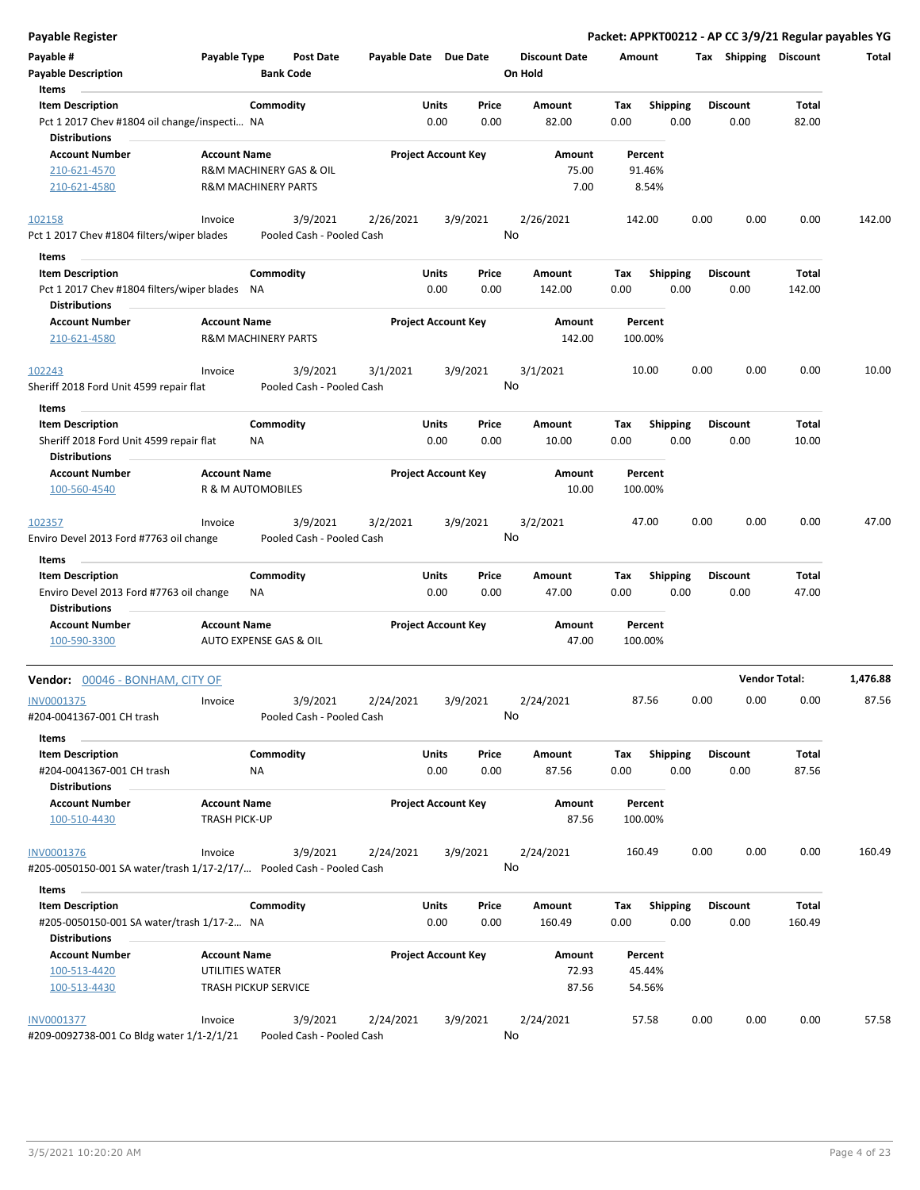**Payable Register** — Packet: APPKT00212 - AP CC 3/9/21 Regular payables YG

| Payable # | Payable Type | Post Date | Payable Date | Due Date | Discount Date | Amount | Tax | Shipping | Discount | Total |
|---|---|---|---|---|---|---|---|---|---|---|
| Payable Description | | Bank Code | | | On Hold | | | | | |

**Items**

| Item Description | Commodity | Units | Price | Amount | Tax | Shipping | Discount | Total |
|---|---|---|---|---|---|---|---|---|
| Pct 1 2017 Chev #1804 oil change/inspecti... | NA | 0.00 | 0.00 | 82.00 | 0.00 | 0.00 | 0.00 | 82.00 |

**Distributions**

| Account Number | Account Name | Project Account Key | Amount | Percent |
|---|---|---|---|---|
| 210-621-4570 | R&M MACHINERY GAS & OIL | | 75.00 | 91.46% |
| 210-621-4580 | R&M MACHINERY PARTS | | 7.00 | 8.54% |

| Payable # | Payable Type | Post Date | Payable Date | Due Date | Discount Date | Amount | Tax | Shipping | Discount | Total |
|---|---|---|---|---|---|---|---|---|---|---|
| 102158 | Invoice | 3/9/2021 | 2/26/2021 | 3/9/2021 | 2/26/2021 | 142.00 | 0.00 | 0.00 | 0.00 | 142.00 |
| Pct 1 2017 Chev #1804 filters/wiper blades | | Pooled Cash - Pooled Cash | | | No | | | | | |

**Items**

| Item Description | Commodity | Units | Price | Amount | Tax | Shipping | Discount | Total |
|---|---|---|---|---|---|---|---|---|
| Pct 1 2017 Chev #1804 filters/wiper blades | NA | 0.00 | 0.00 | 142.00 | 0.00 | 0.00 | 0.00 | 142.00 |

**Distributions**

| Account Number | Account Name | Project Account Key | Amount | Percent |
|---|---|---|---|---|
| 210-621-4580 | R&M MACHINERY PARTS | | 142.00 | 100.00% |

| Payable # | Payable Type | Post Date | Payable Date | Due Date | Discount Date | Amount | Tax | Shipping | Discount | Total |
|---|---|---|---|---|---|---|---|---|---|---|
| 102243 | Invoice | 3/9/2021 | 3/1/2021 | 3/9/2021 | 3/1/2021 | 10.00 | 0.00 | 0.00 | 0.00 | 10.00 |
| Sheriff 2018 Ford Unit 4599 repair flat | | Pooled Cash - Pooled Cash | | | No | | | | | |

**Items**

| Item Description | Commodity | Units | Price | Amount | Tax | Shipping | Discount | Total |
|---|---|---|---|---|---|---|---|---|
| Sheriff 2018 Ford Unit 4599 repair flat | NA | 0.00 | 0.00 | 10.00 | 0.00 | 0.00 | 0.00 | 10.00 |

**Distributions**

| Account Number | Account Name | Project Account Key | Amount | Percent |
|---|---|---|---|---|
| 100-560-4540 | R & M AUTOMOBILES | | 10.00 | 100.00% |

| Payable # | Payable Type | Post Date | Payable Date | Due Date | Discount Date | Amount | Tax | Shipping | Discount | Total |
|---|---|---|---|---|---|---|---|---|---|---|
| 102357 | Invoice | 3/9/2021 | 3/2/2021 | 3/9/2021 | 3/2/2021 | 47.00 | 0.00 | 0.00 | 0.00 | 47.00 |
| Enviro Devel 2013 Ford #7763 oil change | | Pooled Cash - Pooled Cash | | | No | | | | | |

**Items**

| Item Description | Commodity | Units | Price | Amount | Tax | Shipping | Discount | Total |
|---|---|---|---|---|---|---|---|---|
| Enviro Devel 2013 Ford #7763 oil change | NA | 0.00 | 0.00 | 47.00 | 0.00 | 0.00 | 0.00 | 47.00 |

**Distributions**

| Account Number | Account Name | Project Account Key | Amount | Percent |
|---|---|---|---|---|
| 100-590-3300 | AUTO EXPENSE GAS & OIL | | 47.00 | 100.00% |

**Vendor Total: 1,476.88**

## Vendor: 00046 - BONHAM, CITY OF

| Payable # | Payable Type | Post Date | Payable Date | Due Date | Discount Date | Amount | Tax | Shipping | Discount | Total |
|---|---|---|---|---|---|---|---|---|---|---|
| INV0001375 | Invoice | 3/9/2021 | 2/24/2021 | 3/9/2021 | 2/24/2021 | 87.56 | 0.00 | 0.00 | 0.00 | 87.56 |
| #204-0041367-001 CH trash | | Pooled Cash - Pooled Cash | | | No | | | | | |

**Items**

| Item Description | Commodity | Units | Price | Amount | Tax | Shipping | Discount | Total |
|---|---|---|---|---|---|---|---|---|
| #204-0041367-001 CH trash | NA | 0.00 | 0.00 | 87.56 | 0.00 | 0.00 | 0.00 | 87.56 |

**Distributions**

| Account Number | Account Name | Project Account Key | Amount | Percent |
|---|---|---|---|---|
| 100-510-4430 | TRASH PICK-UP | | 87.56 | 100.00% |

| Payable # | Payable Type | Post Date | Payable Date | Due Date | Discount Date | Amount | Tax | Shipping | Discount | Total |
|---|---|---|---|---|---|---|---|---|---|---|
| INV0001376 | Invoice | 3/9/2021 | 2/24/2021 | 3/9/2021 | 2/24/2021 | 160.49 | 0.00 | 0.00 | 0.00 | 160.49 |
| #205-0050150-001 SA water/trash 1/17-2/17/... | | Pooled Cash - Pooled Cash | | | No | | | | | |

**Items**

| Item Description | Commodity | Units | Price | Amount | Tax | Shipping | Discount | Total |
|---|---|---|---|---|---|---|---|---|
| #205-0050150-001 SA water/trash 1/17-2... | NA | 0.00 | 0.00 | 160.49 | 0.00 | 0.00 | 0.00 | 160.49 |

**Distributions**

| Account Number | Account Name | Project Account Key | Amount | Percent |
|---|---|---|---|---|
| 100-513-4420 | UTILITIES WATER | | 72.93 | 45.44% |
| 100-513-4430 | TRASH PICKUP SERVICE | | 87.56 | 54.56% |

| Payable # | Payable Type | Post Date | Payable Date | Due Date | Discount Date | Amount | Tax | Shipping | Discount | Total |
|---|---|---|---|---|---|---|---|---|---|---|
| INV0001377 | Invoice | 3/9/2021 | 2/24/2021 | 3/9/2021 | 2/24/2021 | 57.58 | 0.00 | 0.00 | 0.00 | 57.58 |
| #209-0092738-001 Co Bldg water 1/1-2/1/21 | | Pooled Cash - Pooled Cash | | | No | | | | | |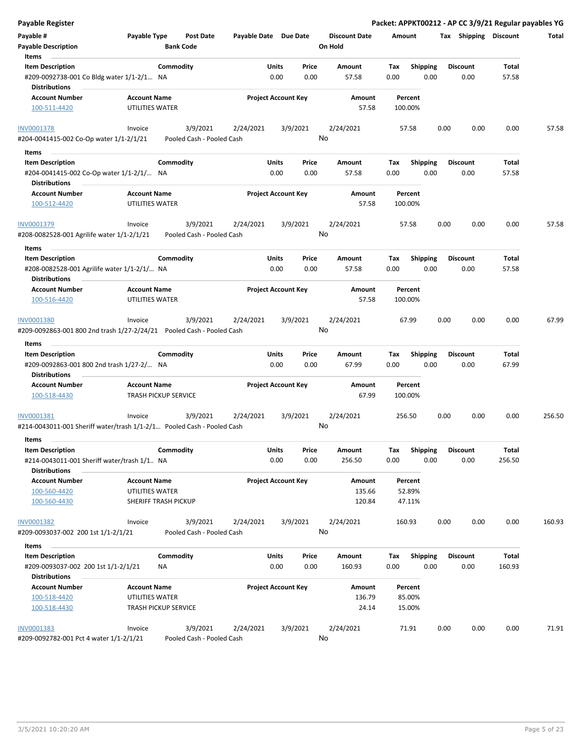**Payable Register** — Packet: APPKT00212 - AP CC 3/9/21 Regular payables YG

| Payable # | Payable Type | Post Date | Payable Date | Due Date | Discount Date | Amount | Tax | Shipping | Discount | Total |
|---|---|---|---|---|---|---|---|---|---|---|
| Payable Description | | Bank Code | | | On Hold | | | | | |

**Items**

| Item Description | Commodity | Units | Price | Amount | Tax | Shipping | Discount | Total |
|---|---|---|---|---|---|---|---|---|
| #209-0092738-001 Co Bldg water 1/1-2/1... | NA | 0.00 | 0.00 | 57.58 | 0.00 | 0.00 | 0.00 | 57.58 |

**Distributions**

| Account Number | Account Name | Project Account Key | Amount | Percent |
|---|---|---|---|---|
| 100-511-4420 | UTILITIES WATER | | 57.58 | 100.00% |

| Payable # | Payable Type | Post Date | Payable Date | Due Date | Discount Date | Amount | Tax | Shipping | Discount | Total |
|---|---|---|---|---|---|---|---|---|---|---|
| INV0001378 | Invoice | 3/9/2021 | 2/24/2021 | 3/9/2021 | 2/24/2021 | 57.58 | 0.00 | 0.00 | 0.00 | 57.58 |
| #204-0041415-002 Co-Op water 1/1-2/1/21 | | Pooled Cash - Pooled Cash | | | No | | | | | |

**Items**

| Item Description | Commodity | Units | Price | Amount | Tax | Shipping | Discount | Total |
|---|---|---|---|---|---|---|---|---|
| #204-0041415-002 Co-Op water 1/1-2/1/... | NA | 0.00 | 0.00 | 57.58 | 0.00 | 0.00 | 0.00 | 57.58 |

**Distributions**

| Account Number | Account Name | Project Account Key | Amount | Percent |
|---|---|---|---|---|
| 100-512-4420 | UTILITIES WATER | | 57.58 | 100.00% |

| Payable # | Payable Type | Post Date | Payable Date | Due Date | Discount Date | Amount | Tax | Shipping | Discount | Total |
|---|---|---|---|---|---|---|---|---|---|---|
| INV0001379 | Invoice | 3/9/2021 | 2/24/2021 | 3/9/2021 | 2/24/2021 | 57.58 | 0.00 | 0.00 | 0.00 | 57.58 |
| #208-0082528-001 Agrilife water 1/1-2/1/21 | | Pooled Cash - Pooled Cash | | | No | | | | | |

**Items**

| Item Description | Commodity | Units | Price | Amount | Tax | Shipping | Discount | Total |
|---|---|---|---|---|---|---|---|---|
| #208-0082528-001 Agrilife water 1/1-2/1/... | NA | 0.00 | 0.00 | 57.58 | 0.00 | 0.00 | 0.00 | 57.58 |

**Distributions**

| Account Number | Account Name | Project Account Key | Amount | Percent |
|---|---|---|---|---|
| 100-516-4420 | UTILITIES WATER | | 57.58 | 100.00% |

| Payable # | Payable Type | Post Date | Payable Date | Due Date | Discount Date | Amount | Tax | Shipping | Discount | Total |
|---|---|---|---|---|---|---|---|---|---|---|
| INV0001380 | Invoice | 3/9/2021 | 2/24/2021 | 3/9/2021 | 2/24/2021 | 67.99 | 0.00 | 0.00 | 0.00 | 67.99 |
| #209-0092863-001 800 2nd trash 1/27-2/24/21 | | Pooled Cash - Pooled Cash | | | No | | | | | |

**Items**

| Item Description | Commodity | Units | Price | Amount | Tax | Shipping | Discount | Total |
|---|---|---|---|---|---|---|---|---|
| #209-0092863-001 800 2nd trash 1/27-2/... | NA | 0.00 | 0.00 | 67.99 | 0.00 | 0.00 | 0.00 | 67.99 |

**Distributions**

| Account Number | Account Name | Project Account Key | Amount | Percent |
|---|---|---|---|---|
| 100-518-4430 | TRASH PICKUP SERVICE | | 67.99 | 100.00% |

| Payable # | Payable Type | Post Date | Payable Date | Due Date | Discount Date | Amount | Tax | Shipping | Discount | Total |
|---|---|---|---|---|---|---|---|---|---|---|
| INV0001381 | Invoice | 3/9/2021 | 2/24/2021 | 3/9/2021 | 2/24/2021 | 256.50 | 0.00 | 0.00 | 0.00 | 256.50 |
| #214-0043011-001 Sheriff water/trash 1/1-2/1... | | Pooled Cash - Pooled Cash | | | No | | | | | |

**Items**

| Item Description | Commodity | Units | Price | Amount | Tax | Shipping | Discount | Total |
|---|---|---|---|---|---|---|---|---|
| #214-0043011-001 Sheriff water/trash 1/1.. | NA | 0.00 | 0.00 | 256.50 | 0.00 | 0.00 | 0.00 | 256.50 |

**Distributions**

| Account Number | Account Name | Project Account Key | Amount | Percent |
|---|---|---|---|---|
| 100-560-4420 | UTILITIES WATER | | 135.66 | 52.89% |
| 100-560-4430 | SHERIFF TRASH PICKUP | | 120.84 | 47.11% |

| Payable # | Payable Type | Post Date | Payable Date | Due Date | Discount Date | Amount | Tax | Shipping | Discount | Total |
|---|---|---|---|---|---|---|---|---|---|---|
| INV0001382 | Invoice | 3/9/2021 | 2/24/2021 | 3/9/2021 | 2/24/2021 | 160.93 | 0.00 | 0.00 | 0.00 | 160.93 |
| #209-0093037-002 200 1st 1/1-2/1/21 | | Pooled Cash - Pooled Cash | | | No | | | | | |

**Items**

| Item Description | Commodity | Units | Price | Amount | Tax | Shipping | Discount | Total |
|---|---|---|---|---|---|---|---|---|
| #209-0093037-002 200 1st 1/1-2/1/21 | NA | 0.00 | 0.00 | 160.93 | 0.00 | 0.00 | 0.00 | 160.93 |

**Distributions**

| Account Number | Account Name | Project Account Key | Amount | Percent |
|---|---|---|---|---|
| 100-518-4420 | UTILITIES WATER | | 136.79 | 85.00% |
| 100-518-4430 | TRASH PICKUP SERVICE | | 24.14 | 15.00% |

| Payable # | Payable Type | Post Date | Payable Date | Due Date | Discount Date | Amount | Tax | Shipping | Discount | Total |
|---|---|---|---|---|---|---|---|---|---|---|
| INV0001383 | Invoice | 3/9/2021 | 2/24/2021 | 3/9/2021 | 2/24/2021 | 71.91 | 0.00 | 0.00 | 0.00 | 71.91 |
| #209-0092782-001 Pct 4 water 1/1-2/1/21 | | Pooled Cash - Pooled Cash | | | No | | | | | |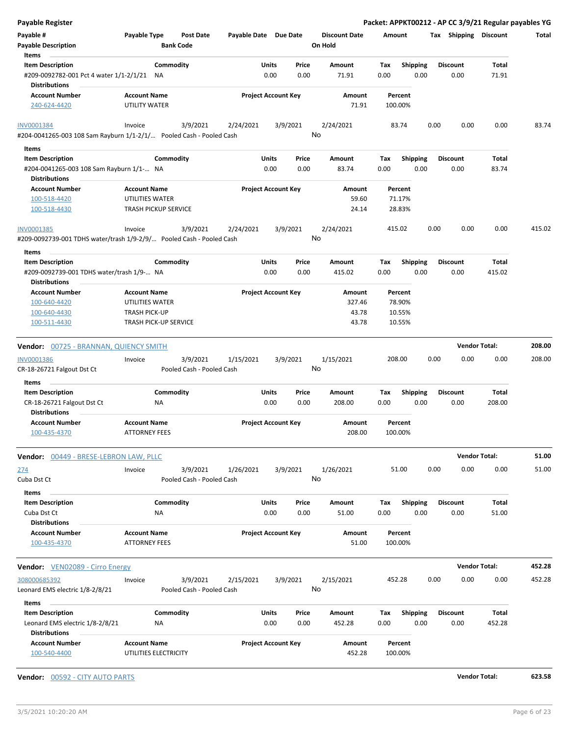**Payable Register** — **Packet: APPKT00212 - AP CC 3/9/21 Regular payables YG**

| Payable # | Payable Type | Post Date | Payable Date | Due Date | Discount Date | Amount | Tax | Shipping | Discount | Total |
|---|---|---|---|---|---|---|---|---|---|---|
| Payable Description | | Bank Code | | | On Hold | | | | | |

**Items**

| Item Description | Commodity | Units | Price | Amount | Tax | Shipping | Discount | Total |
|---|---|---|---|---|---|---|---|---|
| #209-0092782-001 Pct 4 water 1/1-2/1/21 | NA | 0.00 | 0.00 | 71.91 | 0.00 | 0.00 | 0.00 | 71.91 |

**Distributions**

| Account Number | Account Name | Project Account Key | Amount | Percent |
|---|---|---|---|---|
| 240-624-4420 | UTILITY WATER | | 71.91 | 100.00% |

| Payable # | Payable Type | Post Date | Payable Date | Due Date | Discount Date | Amount | Tax | Shipping | Discount | Total |
|---|---|---|---|---|---|---|---|---|---|---|
| INV0001384 | Invoice | 3/9/2021 | 2/24/2021 | 3/9/2021 | 2/24/2021 | 83.74 | 0.00 | 0.00 | 0.00 | 83.74 |
| #204-0041265-003 108 Sam Rayburn 1/1-2/1/... | | Pooled Cash - Pooled Cash | | | No | | | | | |

**Items**

| Item Description | Commodity | Units | Price | Amount | Tax | Shipping | Discount | Total |
|---|---|---|---|---|---|---|---|---|
| #204-0041265-003 108 Sam Rayburn 1/1-... | NA | 0.00 | 0.00 | 83.74 | 0.00 | 0.00 | 0.00 | 83.74 |

**Distributions**

| Account Number | Account Name | Project Account Key | Amount | Percent |
|---|---|---|---|---|
| 100-518-4420 | UTILITIES WATER | | 59.60 | 71.17% |
| 100-518-4430 | TRASH PICKUP SERVICE | | 24.14 | 28.83% |

| Payable # | Payable Type | Post Date | Payable Date | Due Date | Discount Date | Amount | Tax | Shipping | Discount | Total |
|---|---|---|---|---|---|---|---|---|---|---|
| INV0001385 | Invoice | 3/9/2021 | 2/24/2021 | 3/9/2021 | 2/24/2021 | 415.02 | 0.00 | 0.00 | 0.00 | 415.02 |
| #209-0092739-001 TDHS water/trash 1/9-2/9/... | | Pooled Cash - Pooled Cash | | | No | | | | | |

**Items**

| Item Description | Commodity | Units | Price | Amount | Tax | Shipping | Discount | Total |
|---|---|---|---|---|---|---|---|---|
| #209-0092739-001 TDHS water/trash 1/9-... | NA | 0.00 | 0.00 | 415.02 | 0.00 | 0.00 | 0.00 | 415.02 |

**Distributions**

| Account Number | Account Name | Project Account Key | Amount | Percent |
|---|---|---|---|---|
| 100-640-4420 | UTILITIES WATER | | 327.46 | 78.90% |
| 100-640-4430 | TRASH PICK-UP | | 43.78 | 10.55% |
| 100-511-4430 | TRASH PICK-UP SERVICE | | 43.78 | 10.55% |

**Vendor: 00725 - BRANNAN, QUIENCY SMITH** — **Vendor Total: 208.00**

| Payable # | Payable Type | Post Date | Payable Date | Due Date | Discount Date | Amount | Tax | Shipping | Discount | Total |
|---|---|---|---|---|---|---|---|---|---|---|
| INV0001386 | Invoice | 3/9/2021 | 1/15/2021 | 3/9/2021 | 1/15/2021 | 208.00 | 0.00 | 0.00 | 0.00 | 208.00 |
| CR-18-26721 Falgout Dst Ct | | Pooled Cash - Pooled Cash | | | No | | | | | |

**Items**

| Item Description | Commodity | Units | Price | Amount | Tax | Shipping | Discount | Total |
|---|---|---|---|---|---|---|---|---|
| CR-18-26721 Falgout Dst Ct | NA | 0.00 | 0.00 | 208.00 | 0.00 | 0.00 | 0.00 | 208.00 |

**Distributions**

| Account Number | Account Name | Project Account Key | Amount | Percent |
|---|---|---|---|---|
| 100-435-4370 | ATTORNEY FEES | | 208.00 | 100.00% |

**Vendor: 00449 - BRESE-LEBRON LAW, PLLC** — **Vendor Total: 51.00**

| Payable # | Payable Type | Post Date | Payable Date | Due Date | Discount Date | Amount | Tax | Shipping | Discount | Total |
|---|---|---|---|---|---|---|---|---|---|---|
| 274 | Invoice | 3/9/2021 | 1/26/2021 | 3/9/2021 | 1/26/2021 | 51.00 | 0.00 | 0.00 | 0.00 | 51.00 |
| Cuba Dst Ct | | Pooled Cash - Pooled Cash | | | No | | | | | |

**Items**

| Item Description | Commodity | Units | Price | Amount | Tax | Shipping | Discount | Total |
|---|---|---|---|---|---|---|---|---|
| Cuba Dst Ct | NA | 0.00 | 0.00 | 51.00 | 0.00 | 0.00 | 0.00 | 51.00 |

**Distributions**

| Account Number | Account Name | Project Account Key | Amount | Percent |
|---|---|---|---|---|
| 100-435-4370 | ATTORNEY FEES | | 51.00 | 100.00% |

**Vendor: VEN02089 - Cirro Energy** — **Vendor Total: 452.28**

| Payable # | Payable Type | Post Date | Payable Date | Due Date | Discount Date | Amount | Tax | Shipping | Discount | Total |
|---|---|---|---|---|---|---|---|---|---|---|
| 308000685392 | Invoice | 3/9/2021 | 2/15/2021 | 3/9/2021 | 2/15/2021 | 452.28 | 0.00 | 0.00 | 0.00 | 452.28 |
| Leonard EMS electric 1/8-2/8/21 | | Pooled Cash - Pooled Cash | | | No | | | | | |

**Items**

| Item Description | Commodity | Units | Price | Amount | Tax | Shipping | Discount | Total |
|---|---|---|---|---|---|---|---|---|
| Leonard EMS electric 1/8-2/8/21 | NA | 0.00 | 0.00 | 452.28 | 0.00 | 0.00 | 0.00 | 452.28 |

**Distributions**

| Account Number | Account Name | Project Account Key | Amount | Percent |
|---|---|---|---|---|
| 100-540-4400 | UTILITIES ELECTRICITY | | 452.28 | 100.00% |

**Vendor: 00592 - CITY AUTO PARTS** — **Vendor Total: 623.58**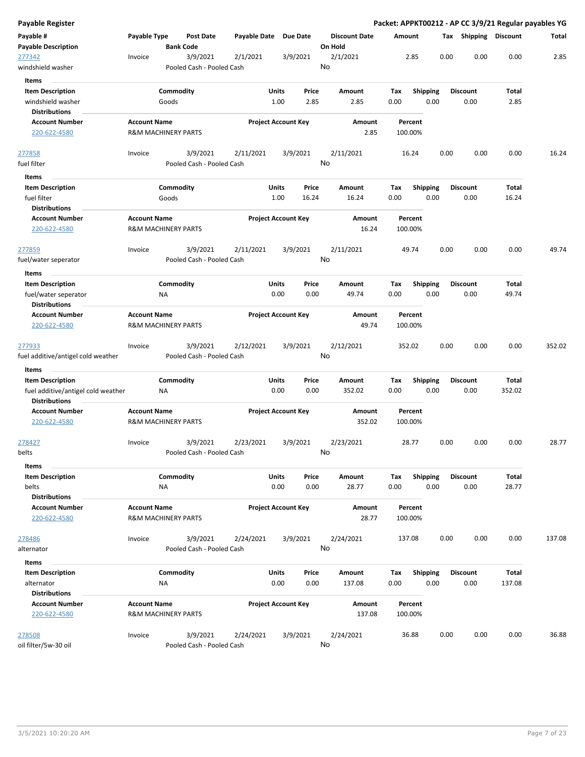# Payable Register

**Packet: APPKT00212 - AP CC 3/9/21 Regular payables YG**

| Payable # / Payable Description | Payable Type | Post Date / Bank Code | Payable Date | Due Date | Discount Date / On Hold | Amount | Tax | Shipping | Discount | Total |
|---|---|---|---|---|---|---|---|---|---|---|
| 277342 / windshield washer | Invoice | 3/9/2021 / Pooled Cash - Pooled Cash | 2/1/2021 | 3/9/2021 | 2/1/2021 / No | 2.85 | 0.00 | 0.00 | 0.00 | 2.85 |

**Items**

| Item Description | Commodity | Units | Price | Amount | Tax | Shipping | Discount | Total |
|---|---|---|---|---|---|---|---|---|
| windshield washer | Goods | 1.00 | 2.85 | 2.85 | 0.00 | 0.00 | 0.00 | 2.85 |

**Distributions**

| Account Number | Account Name | Project Account Key | Amount | Percent |
|---|---|---|---|---|
| 220-622-4580 | R&M MACHINERY PARTS | | 2.85 | 100.00% |

| Payable # / Payable Description | Payable Type | Post Date / Bank Code | Payable Date | Due Date | Discount Date / On Hold | Amount | Tax | Shipping | Discount | Total |
|---|---|---|---|---|---|---|---|---|---|---|
| 277858 / fuel filter | Invoice | 3/9/2021 / Pooled Cash - Pooled Cash | 2/11/2021 | 3/9/2021 | 2/11/2021 / No | 16.24 | 0.00 | 0.00 | 0.00 | 16.24 |

**Items**

| Item Description | Commodity | Units | Price | Amount | Tax | Shipping | Discount | Total |
|---|---|---|---|---|---|---|---|---|
| fuel filter | Goods | 1.00 | 16.24 | 16.24 | 0.00 | 0.00 | 0.00 | 16.24 |

**Distributions**

| Account Number | Account Name | Project Account Key | Amount | Percent |
|---|---|---|---|---|
| 220-622-4580 | R&M MACHINERY PARTS | | 16.24 | 100.00% |

| Payable # / Payable Description | Payable Type | Post Date / Bank Code | Payable Date | Due Date | Discount Date / On Hold | Amount | Tax | Shipping | Discount | Total |
|---|---|---|---|---|---|---|---|---|---|---|
| 277859 / fuel/water seperator | Invoice | 3/9/2021 / Pooled Cash - Pooled Cash | 2/11/2021 | 3/9/2021 | 2/11/2021 / No | 49.74 | 0.00 | 0.00 | 0.00 | 49.74 |

**Items**

| Item Description | Commodity | Units | Price | Amount | Tax | Shipping | Discount | Total |
|---|---|---|---|---|---|---|---|---|
| fuel/water seperator | NA | 0.00 | 0.00 | 49.74 | 0.00 | 0.00 | 0.00 | 49.74 |

**Distributions**

| Account Number | Account Name | Project Account Key | Amount | Percent |
|---|---|---|---|---|
| 220-622-4580 | R&M MACHINERY PARTS | | 49.74 | 100.00% |

| Payable # / Payable Description | Payable Type | Post Date / Bank Code | Payable Date | Due Date | Discount Date / On Hold | Amount | Tax | Shipping | Discount | Total |
|---|---|---|---|---|---|---|---|---|---|---|
| 277933 / fuel additive/antigel cold weather | Invoice | 3/9/2021 / Pooled Cash - Pooled Cash | 2/12/2021 | 3/9/2021 | 2/12/2021 / No | 352.02 | 0.00 | 0.00 | 0.00 | 352.02 |

**Items**

| Item Description | Commodity | Units | Price | Amount | Tax | Shipping | Discount | Total |
|---|---|---|---|---|---|---|---|---|
| fuel additive/antigel cold weather | NA | 0.00 | 0.00 | 352.02 | 0.00 | 0.00 | 0.00 | 352.02 |

**Distributions**

| Account Number | Account Name | Project Account Key | Amount | Percent |
|---|---|---|---|---|
| 220-622-4580 | R&M MACHINERY PARTS | | 352.02 | 100.00% |

| Payable # / Payable Description | Payable Type | Post Date / Bank Code | Payable Date | Due Date | Discount Date / On Hold | Amount | Tax | Shipping | Discount | Total |
|---|---|---|---|---|---|---|---|---|---|---|
| 278427 / belts | Invoice | 3/9/2021 / Pooled Cash - Pooled Cash | 2/23/2021 | 3/9/2021 | 2/23/2021 / No | 28.77 | 0.00 | 0.00 | 0.00 | 28.77 |

**Items**

| Item Description | Commodity | Units | Price | Amount | Tax | Shipping | Discount | Total |
|---|---|---|---|---|---|---|---|---|
| belts | NA | 0.00 | 0.00 | 28.77 | 0.00 | 0.00 | 0.00 | 28.77 |

**Distributions**

| Account Number | Account Name | Project Account Key | Amount | Percent |
|---|---|---|---|---|
| 220-622-4580 | R&M MACHINERY PARTS | | 28.77 | 100.00% |

| Payable # / Payable Description | Payable Type | Post Date / Bank Code | Payable Date | Due Date | Discount Date / On Hold | Amount | Tax | Shipping | Discount | Total |
|---|---|---|---|---|---|---|---|---|---|---|
| 278486 / alternator | Invoice | 3/9/2021 / Pooled Cash - Pooled Cash | 2/24/2021 | 3/9/2021 | 2/24/2021 / No | 137.08 | 0.00 | 0.00 | 0.00 | 137.08 |

**Items**

| Item Description | Commodity | Units | Price | Amount | Tax | Shipping | Discount | Total |
|---|---|---|---|---|---|---|---|---|
| alternator | NA | 0.00 | 0.00 | 137.08 | 0.00 | 0.00 | 0.00 | 137.08 |

**Distributions**

| Account Number | Account Name | Project Account Key | Amount | Percent |
|---|---|---|---|---|
| 220-622-4580 | R&M MACHINERY PARTS | | 137.08 | 100.00% |

| Payable # / Payable Description | Payable Type | Post Date / Bank Code | Payable Date | Due Date | Discount Date / On Hold | Amount | Tax | Shipping | Discount | Total |
|---|---|---|---|---|---|---|---|---|---|---|
| 278508 / oil filter/5w-30 oil | Invoice | 3/9/2021 / Pooled Cash - Pooled Cash | 2/24/2021 | 3/9/2021 | 2/24/2021 / No | 36.88 | 0.00 | 0.00 | 0.00 | 36.88 |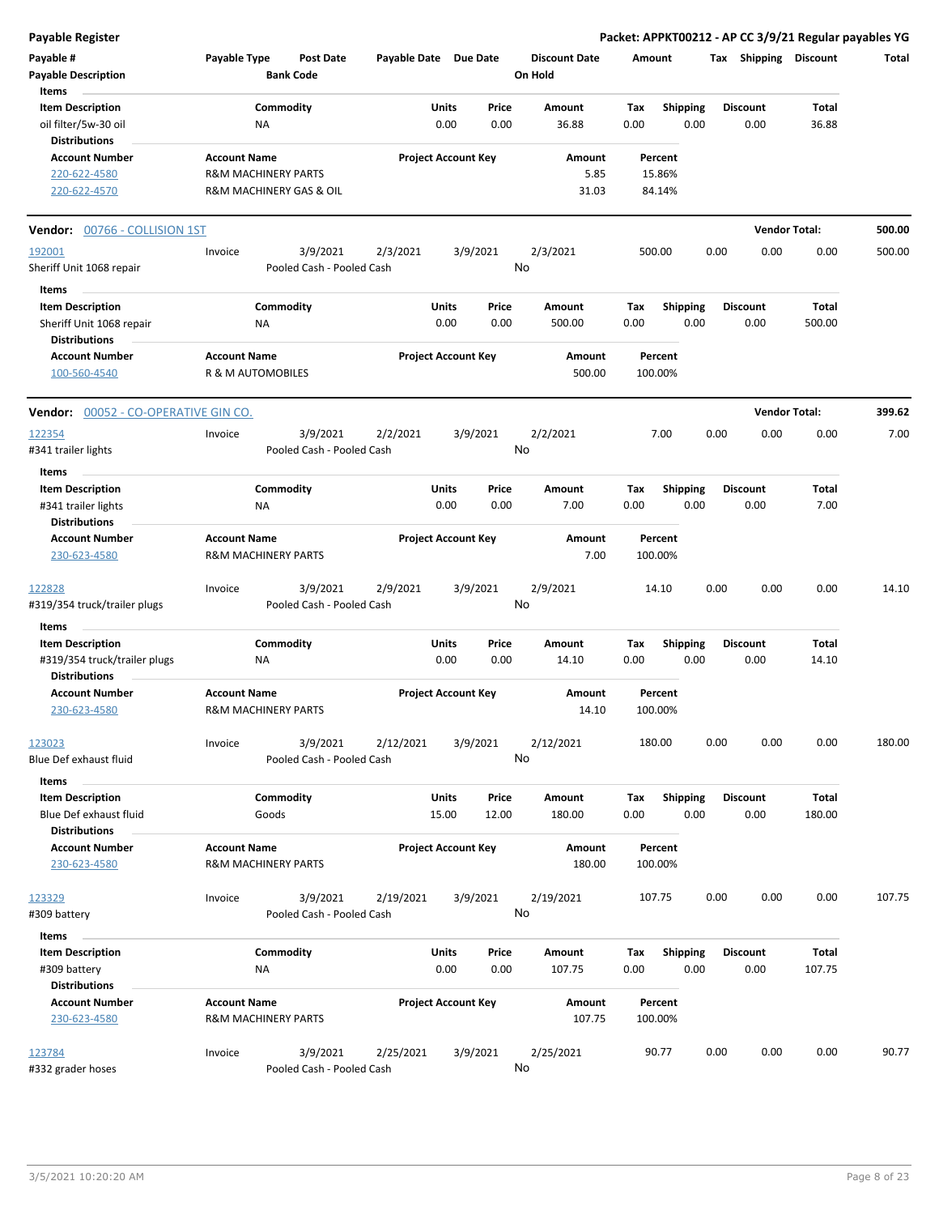**Payable Register** — Packet: APPKT00212 - AP CC 3/9/21 Regular payables YG

| Payable # | Payable Type | Post Date | Payable Date | Due Date | Discount Date | Amount | Tax | Shipping | Discount | Total |
|---|---|---|---|---|---|---|---|---|---|---|
| Payable Description | | Bank Code | | | On Hold | | | | | |

**Items**

| Item Description | Commodity | Units | Price | Amount | Tax | Shipping | Discount | Total |
|---|---|---|---|---|---|---|---|---|
| oil filter/5w-30 oil | NA | 0.00 | 0.00 | 36.88 | 0.00 | 0.00 | 0.00 | 36.88 |

**Distributions**

| Account Number | Account Name | Project Account Key | Amount | Percent |
|---|---|---|---|---|
| 220-622-4580 | R&M MACHINERY PARTS | | 5.85 | 15.86% |
| 220-622-4570 | R&M MACHINERY GAS & OIL | | 31.03 | 84.14% |

**Vendor: 00766 - COLLISION 1ST** — Vendor Total: 500.00

| Payable # | Payable Type | Post Date | Payable Date | Due Date | Discount Date | Amount | Tax | Shipping | Discount | Total |
|---|---|---|---|---|---|---|---|---|---|---|
| 192001 | Invoice | 3/9/2021 | 2/3/2021 | 3/9/2021 | 2/3/2021 | 500.00 | 0.00 | 0.00 | 0.00 | 500.00 |
| Sheriff Unit 1068 repair | | Pooled Cash - Pooled Cash | | | No | | | | | |

**Items**

| Item Description | Commodity | Units | Price | Amount | Tax | Shipping | Discount | Total |
|---|---|---|---|---|---|---|---|---|
| Sheriff Unit 1068 repair | NA | 0.00 | 0.00 | 500.00 | 0.00 | 0.00 | 0.00 | 500.00 |

**Distributions**

| Account Number | Account Name | Project Account Key | Amount | Percent |
|---|---|---|---|---|
| 100-560-4540 | R & M AUTOMOBILES | | 500.00 | 100.00% |

**Vendor: 00052 - CO-OPERATIVE GIN CO.** — Vendor Total: 399.62

| Payable # | Payable Type | Post Date | Payable Date | Due Date | Discount Date | Amount | Tax | Shipping | Discount | Total |
|---|---|---|---|---|---|---|---|---|---|---|
| 122354 | Invoice | 3/9/2021 | 2/2/2021 | 3/9/2021 | 2/2/2021 | 7.00 | 0.00 | 0.00 | 0.00 | 7.00 |
| #341 trailer lights | | Pooled Cash - Pooled Cash | | | No | | | | | |

**Items**

| Item Description | Commodity | Units | Price | Amount | Tax | Shipping | Discount | Total |
|---|---|---|---|---|---|---|---|---|
| #341 trailer lights | NA | 0.00 | 0.00 | 7.00 | 0.00 | 0.00 | 0.00 | 7.00 |

**Distributions**

| Account Number | Account Name | Project Account Key | Amount | Percent |
|---|---|---|---|---|
| 230-623-4580 | R&M MACHINERY PARTS | | 7.00 | 100.00% |

| Payable # | Payable Type | Post Date | Payable Date | Due Date | Discount Date | Amount | Tax | Shipping | Discount | Total |
|---|---|---|---|---|---|---|---|---|---|---|
| 122828 | Invoice | 3/9/2021 | 2/9/2021 | 3/9/2021 | 2/9/2021 | 14.10 | 0.00 | 0.00 | 0.00 | 14.10 |
| #319/354 truck/trailer plugs | | Pooled Cash - Pooled Cash | | | No | | | | | |

**Items**

| Item Description | Commodity | Units | Price | Amount | Tax | Shipping | Discount | Total |
|---|---|---|---|---|---|---|---|---|
| #319/354 truck/trailer plugs | NA | 0.00 | 0.00 | 14.10 | 0.00 | 0.00 | 0.00 | 14.10 |

**Distributions**

| Account Number | Account Name | Project Account Key | Amount | Percent |
|---|---|---|---|---|
| 230-623-4580 | R&M MACHINERY PARTS | | 14.10 | 100.00% |

| Payable # | Payable Type | Post Date | Payable Date | Due Date | Discount Date | Amount | Tax | Shipping | Discount | Total |
|---|---|---|---|---|---|---|---|---|---|---|
| 123023 | Invoice | 3/9/2021 | 2/12/2021 | 3/9/2021 | 2/12/2021 | 180.00 | 0.00 | 0.00 | 0.00 | 180.00 |
| Blue Def exhaust fluid | | Pooled Cash - Pooled Cash | | | No | | | | | |

**Items**

| Item Description | Commodity | Units | Price | Amount | Tax | Shipping | Discount | Total |
|---|---|---|---|---|---|---|---|---|
| Blue Def exhaust fluid | Goods | 15.00 | 12.00 | 180.00 | 0.00 | 0.00 | 0.00 | 180.00 |

**Distributions**

| Account Number | Account Name | Project Account Key | Amount | Percent |
|---|---|---|---|---|
| 230-623-4580 | R&M MACHINERY PARTS | | 180.00 | 100.00% |

| Payable # | Payable Type | Post Date | Payable Date | Due Date | Discount Date | Amount | Tax | Shipping | Discount | Total |
|---|---|---|---|---|---|---|---|---|---|---|
| 123329 | Invoice | 3/9/2021 | 2/19/2021 | 3/9/2021 | 2/19/2021 | 107.75 | 0.00 | 0.00 | 0.00 | 107.75 |
| #309 battery | | Pooled Cash - Pooled Cash | | | No | | | | | |

**Items**

| Item Description | Commodity | Units | Price | Amount | Tax | Shipping | Discount | Total |
|---|---|---|---|---|---|---|---|---|
| #309 battery | NA | 0.00 | 0.00 | 107.75 | 0.00 | 0.00 | 0.00 | 107.75 |

**Distributions**

| Account Number | Account Name | Project Account Key | Amount | Percent |
|---|---|---|---|---|
| 230-623-4580 | R&M MACHINERY PARTS | | 107.75 | 100.00% |

| Payable # | Payable Type | Post Date | Payable Date | Due Date | Discount Date | Amount | Tax | Shipping | Discount | Total |
|---|---|---|---|---|---|---|---|---|---|---|
| 123784 | Invoice | 3/9/2021 | 2/25/2021 | 3/9/2021 | 2/25/2021 | 90.77 | 0.00 | 0.00 | 0.00 | 90.77 |
| #332 grader hoses | | Pooled Cash - Pooled Cash | | | No | | | | | |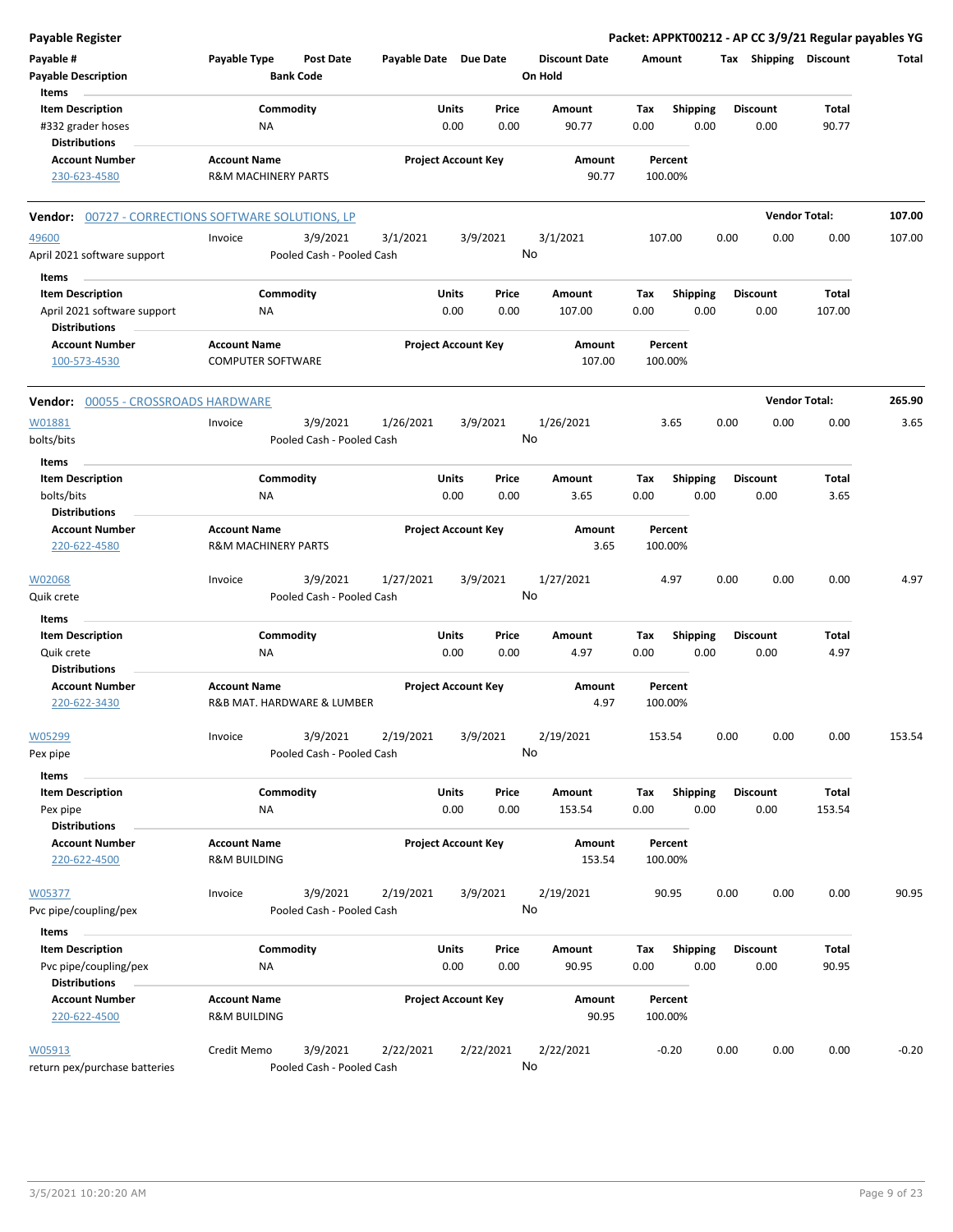**Payable Register** | **Packet: APPKT00212 - AP CC 3/9/21 Regular payables YG**

| Payable # | Payable Type | Post Date | Payable Date | Due Date | Discount Date | Amount | Tax | Shipping | Discount | Total |
|---|---|---|---|---|---|---|---|---|---|---|
| **Payable Description** | | **Bank Code** | | | **On Hold** | | | | | |

**Items**

| Item Description | Commodity | Units | Price | Amount | Tax | Shipping | Discount | Total |
|---|---|---|---|---|---|---|---|---|
| #332 grader hoses | NA | 0.00 | 0.00 | 90.77 | 0.00 | 0.00 | 0.00 | 90.77 |

**Distributions**

| Account Number | Account Name | Project Account Key | Amount | Percent |
|---|---|---|---|---|
| 230-623-4580 | R&M MACHINERY PARTS | | 90.77 | 100.00% |

---

**Vendor:** 00727 - CORRECTIONS SOFTWARE SOLUTIONS, LP — **Vendor Total: 107.00**

| Payable # | Payable Type | Post Date | Payable Date | Due Date | Discount Date | Amount | Tax | Shipping | Discount | Total |
|---|---|---|---|---|---|---|---|---|---|---|
| 49600 | Invoice | 3/9/2021 | 3/1/2021 | 3/9/2021 | 3/1/2021 | 107.00 | 0.00 | 0.00 | 0.00 | 107.00 |
| April 2021 software support | | Pooled Cash - Pooled Cash | | | No | | | | | |

**Items**

| Item Description | Commodity | Units | Price | Amount | Tax | Shipping | Discount | Total |
|---|---|---|---|---|---|---|---|---|
| April 2021 software support | NA | 0.00 | 0.00 | 107.00 | 0.00 | 0.00 | 0.00 | 107.00 |

**Distributions**

| Account Number | Account Name | Project Account Key | Amount | Percent |
|---|---|---|---|---|
| 100-573-4530 | COMPUTER SOFTWARE | | 107.00 | 100.00% |

---

**Vendor:** 00055 - CROSSROADS HARDWARE — **Vendor Total: 265.90**

| Payable # | Payable Type | Post Date | Payable Date | Due Date | Discount Date | Amount | Tax | Shipping | Discount | Total |
|---|---|---|---|---|---|---|---|---|---|---|
| W01881 | Invoice | 3/9/2021 | 1/26/2021 | 3/9/2021 | 1/26/2021 | 3.65 | 0.00 | 0.00 | 0.00 | 3.65 |
| bolts/bits | | Pooled Cash - Pooled Cash | | | No | | | | | |

**Items**

| Item Description | Commodity | Units | Price | Amount | Tax | Shipping | Discount | Total |
|---|---|---|---|---|---|---|---|---|
| bolts/bits | NA | 0.00 | 0.00 | 3.65 | 0.00 | 0.00 | 0.00 | 3.65 |

**Distributions**

| Account Number | Account Name | Project Account Key | Amount | Percent |
|---|---|---|---|---|
| 220-622-4580 | R&M MACHINERY PARTS | | 3.65 | 100.00% |

| Payable # | Payable Type | Post Date | Payable Date | Due Date | Discount Date | Amount | Tax | Shipping | Discount | Total |
|---|---|---|---|---|---|---|---|---|---|---|
| W02068 | Invoice | 3/9/2021 | 1/27/2021 | 3/9/2021 | 1/27/2021 | 4.97 | 0.00 | 0.00 | 0.00 | 4.97 |
| Quik crete | | Pooled Cash - Pooled Cash | | | No | | | | | |

**Items**

| Item Description | Commodity | Units | Price | Amount | Tax | Shipping | Discount | Total |
|---|---|---|---|---|---|---|---|---|
| Quik crete | NA | 0.00 | 0.00 | 4.97 | 0.00 | 0.00 | 0.00 | 4.97 |

**Distributions**

| Account Number | Account Name | Project Account Key | Amount | Percent |
|---|---|---|---|---|
| 220-622-3430 | R&B MAT. HARDWARE & LUMBER | | 4.97 | 100.00% |

| Payable # | Payable Type | Post Date | Payable Date | Due Date | Discount Date | Amount | Tax | Shipping | Discount | Total |
|---|---|---|---|---|---|---|---|---|---|---|
| W05299 | Invoice | 3/9/2021 | 2/19/2021 | 3/9/2021 | 2/19/2021 | 153.54 | 0.00 | 0.00 | 0.00 | 153.54 |
| Pex pipe | | Pooled Cash - Pooled Cash | | | No | | | | | |

**Items**

| Item Description | Commodity | Units | Price | Amount | Tax | Shipping | Discount | Total |
|---|---|---|---|---|---|---|---|---|
| Pex pipe | NA | 0.00 | 0.00 | 153.54 | 0.00 | 0.00 | 0.00 | 153.54 |

**Distributions**

| Account Number | Account Name | Project Account Key | Amount | Percent |
|---|---|---|---|---|
| 220-622-4500 | R&M BUILDING | | 153.54 | 100.00% |

| Payable # | Payable Type | Post Date | Payable Date | Due Date | Discount Date | Amount | Tax | Shipping | Discount | Total |
|---|---|---|---|---|---|---|---|---|---|---|
| W05377 | Invoice | 3/9/2021 | 2/19/2021 | 3/9/2021 | 2/19/2021 | 90.95 | 0.00 | 0.00 | 0.00 | 90.95 |
| Pvc pipe/coupling/pex | | Pooled Cash - Pooled Cash | | | No | | | | | |

**Items**

| Item Description | Commodity | Units | Price | Amount | Tax | Shipping | Discount | Total |
|---|---|---|---|---|---|---|---|---|
| Pvc pipe/coupling/pex | NA | 0.00 | 0.00 | 90.95 | 0.00 | 0.00 | 0.00 | 90.95 |

**Distributions**

| Account Number | Account Name | Project Account Key | Amount | Percent |
|---|---|---|---|---|
| 220-622-4500 | R&M BUILDING | | 90.95 | 100.00% |

| Payable # | Payable Type | Post Date | Payable Date | Due Date | Discount Date | Amount | Tax | Shipping | Discount | Total |
|---|---|---|---|---|---|---|---|---|---|---|
| W05913 | Credit Memo | 3/9/2021 | 2/22/2021 | 2/22/2021 | 2/22/2021 | -0.20 | 0.00 | 0.00 | 0.00 | -0.20 |
| return pex/purchase batteries | | Pooled Cash - Pooled Cash | | | No | | | | | |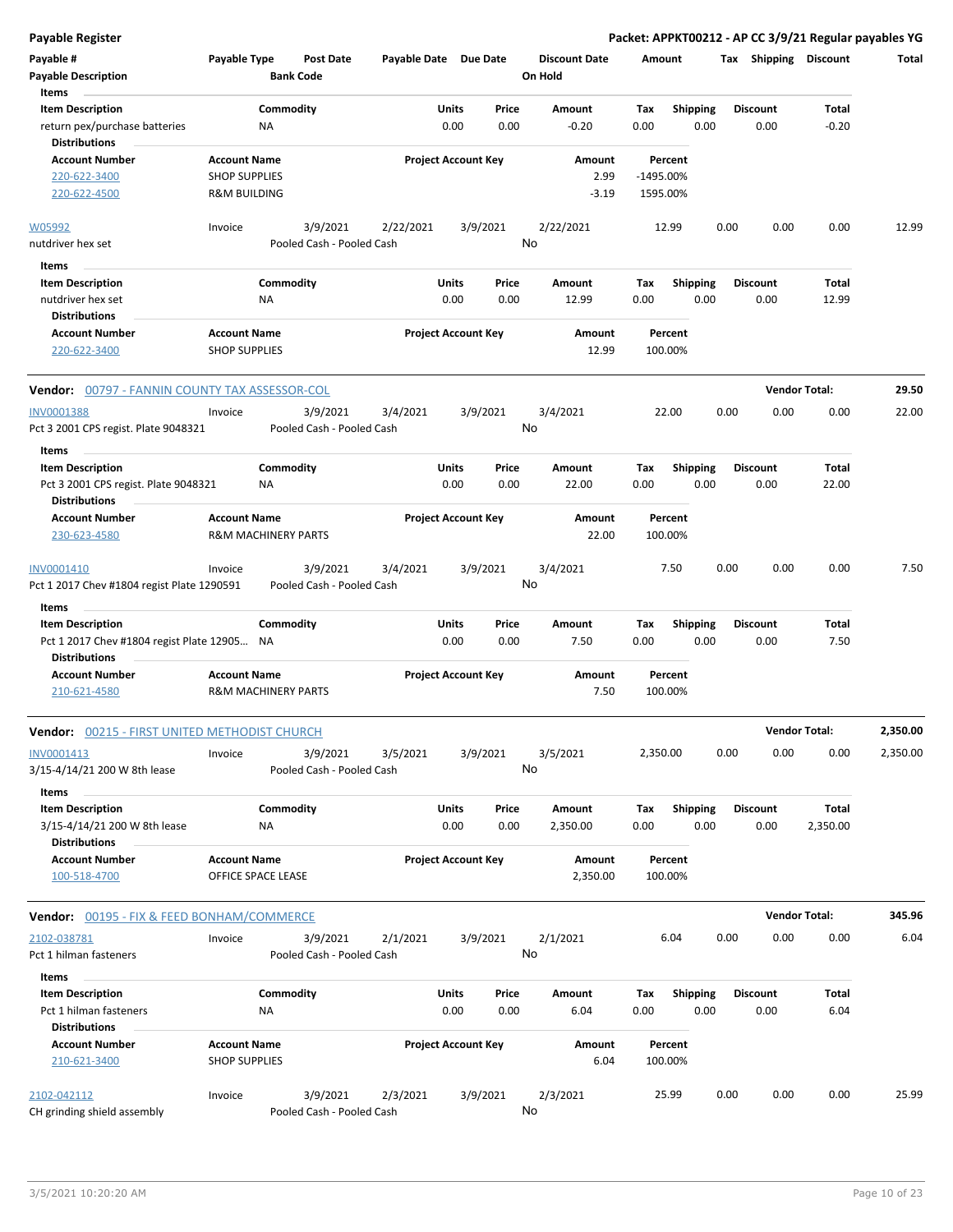**Payable Register** — Packet: APPKT00212 - AP CC 3/9/21 Regular payables YG

| Payable # | Payable Type | Post Date | Payable Date | Due Date | Discount Date | Amount | Tax | Shipping | Discount | Total |
|---|---|---|---|---|---|---|---|---|---|---|
| Payable Description | | Bank Code | | | On Hold | | | | | |

**Items**

| Item Description | Commodity | Units | Price | Amount | Tax | Shipping | Discount | Total |
|---|---|---|---|---|---|---|---|---|
| return pex/purchase batteries | NA | 0.00 | 0.00 | -0.20 | 0.00 | 0.00 | 0.00 | -0.20 |

**Distributions**

| Account Number | Account Name | Project Account Key | Amount | Percent |
|---|---|---|---|---|
| 220-622-3400 | SHOP SUPPLIES | | 2.99 | -1495.00% |
| 220-622-4500 | R&M BUILDING | | -3.19 | 1595.00% |

| Payable # | Payable Type | Post Date | Payable Date | Due Date | Discount Date | Amount | Tax | Shipping | Discount | Total |
|---|---|---|---|---|---|---|---|---|---|---|
| W05992 | Invoice | 3/9/2021 | 2/22/2021 | 3/9/2021 | 2/22/2021 | 12.99 | 0.00 | 0.00 | 0.00 | 12.99 |
| nutdriver hex set | | Pooled Cash - Pooled Cash | | | No | | | | | |

**Items**

| Item Description | Commodity | Units | Price | Amount | Tax | Shipping | Discount | Total |
|---|---|---|---|---|---|---|---|---|
| nutdriver hex set | NA | 0.00 | 0.00 | 12.99 | 0.00 | 0.00 | 0.00 | 12.99 |

**Distributions**

| Account Number | Account Name | Project Account Key | Amount | Percent |
|---|---|---|---|---|
| 220-622-3400 | SHOP SUPPLIES | | 12.99 | 100.00% |

## Vendor: 00797 - FANNIN COUNTY TAX ASSESSOR-COL — Vendor Total: 29.50

| Payable # | Payable Type | Post Date | Payable Date | Due Date | Discount Date | Amount | Tax | Shipping | Discount | Total |
|---|---|---|---|---|---|---|---|---|---|---|
| INV0001388 | Invoice | 3/9/2021 | 3/4/2021 | 3/9/2021 | 3/4/2021 | 22.00 | 0.00 | 0.00 | 0.00 | 22.00 |
| Pct 3 2001 CPS regist. Plate 9048321 | | Pooled Cash - Pooled Cash | | | No | | | | | |

**Items**

| Item Description | Commodity | Units | Price | Amount | Tax | Shipping | Discount | Total |
|---|---|---|---|---|---|---|---|---|
| Pct 3 2001 CPS regist. Plate 9048321 | NA | 0.00 | 0.00 | 22.00 | 0.00 | 0.00 | 0.00 | 22.00 |

**Distributions**

| Account Number | Account Name | Project Account Key | Amount | Percent |
|---|---|---|---|---|
| 230-623-4580 | R&M MACHINERY PARTS | | 22.00 | 100.00% |

| Payable # | Payable Type | Post Date | Payable Date | Due Date | Discount Date | Amount | Tax | Shipping | Discount | Total |
|---|---|---|---|---|---|---|---|---|---|---|
| INV0001410 | Invoice | 3/9/2021 | 3/4/2021 | 3/9/2021 | 3/4/2021 | 7.50 | 0.00 | 0.00 | 0.00 | 7.50 |
| Pct 1 2017 Chev #1804 regist Plate 1290591 | | Pooled Cash - Pooled Cash | | | No | | | | | |

**Items**

| Item Description | Commodity | Units | Price | Amount | Tax | Shipping | Discount | Total |
|---|---|---|---|---|---|---|---|---|
| Pct 1 2017 Chev #1804 regist Plate 12905... | NA | 0.00 | 0.00 | 7.50 | 0.00 | 0.00 | 0.00 | 7.50 |

**Distributions**

| Account Number | Account Name | Project Account Key | Amount | Percent |
|---|---|---|---|---|
| 210-621-4580 | R&M MACHINERY PARTS | | 7.50 | 100.00% |

## Vendor: 00215 - FIRST UNITED METHODIST CHURCH — Vendor Total: 2,350.00

| Payable # | Payable Type | Post Date | Payable Date | Due Date | Discount Date | Amount | Tax | Shipping | Discount | Total |
|---|---|---|---|---|---|---|---|---|---|---|
| INV0001413 | Invoice | 3/9/2021 | 3/5/2021 | 3/9/2021 | 3/5/2021 | 2,350.00 | 0.00 | 0.00 | 0.00 | 2,350.00 |
| 3/15-4/14/21 200 W 8th lease | | Pooled Cash - Pooled Cash | | | No | | | | | |

**Items**

| Item Description | Commodity | Units | Price | Amount | Tax | Shipping | Discount | Total |
|---|---|---|---|---|---|---|---|---|
| 3/15-4/14/21 200 W 8th lease | NA | 0.00 | 0.00 | 2,350.00 | 0.00 | 0.00 | 0.00 | 2,350.00 |

**Distributions**

| Account Number | Account Name | Project Account Key | Amount | Percent |
|---|---|---|---|---|
| 100-518-4700 | OFFICE SPACE LEASE | | 2,350.00 | 100.00% |

## Vendor: 00195 - FIX & FEED BONHAM/COMMERCE — Vendor Total: 345.96

| Payable # | Payable Type | Post Date | Payable Date | Due Date | Discount Date | Amount | Tax | Shipping | Discount | Total |
|---|---|---|---|---|---|---|---|---|---|---|
| 2102-038781 | Invoice | 3/9/2021 | 2/1/2021 | 3/9/2021 | 2/1/2021 | 6.04 | 0.00 | 0.00 | 0.00 | 6.04 |
| Pct 1 hilman fasteners | | Pooled Cash - Pooled Cash | | | No | | | | | |

**Items**

| Item Description | Commodity | Units | Price | Amount | Tax | Shipping | Discount | Total |
|---|---|---|---|---|---|---|---|---|
| Pct 1 hilman fasteners | NA | 0.00 | 0.00 | 6.04 | 0.00 | 0.00 | 0.00 | 6.04 |

**Distributions**

| Account Number | Account Name | Project Account Key | Amount | Percent |
|---|---|---|---|---|
| 210-621-3400 | SHOP SUPPLIES | | 6.04 | 100.00% |

| Payable # | Payable Type | Post Date | Payable Date | Due Date | Discount Date | Amount | Tax | Shipping | Discount | Total |
|---|---|---|---|---|---|---|---|---|---|---|
| 2102-042112 | Invoice | 3/9/2021 | 2/3/2021 | 3/9/2021 | 2/3/2021 | 25.99 | 0.00 | 0.00 | 0.00 | 25.99 |
| CH grinding shield assembly | | Pooled Cash - Pooled Cash | | | No | | | | | |

3/5/2021 10:20:20 AM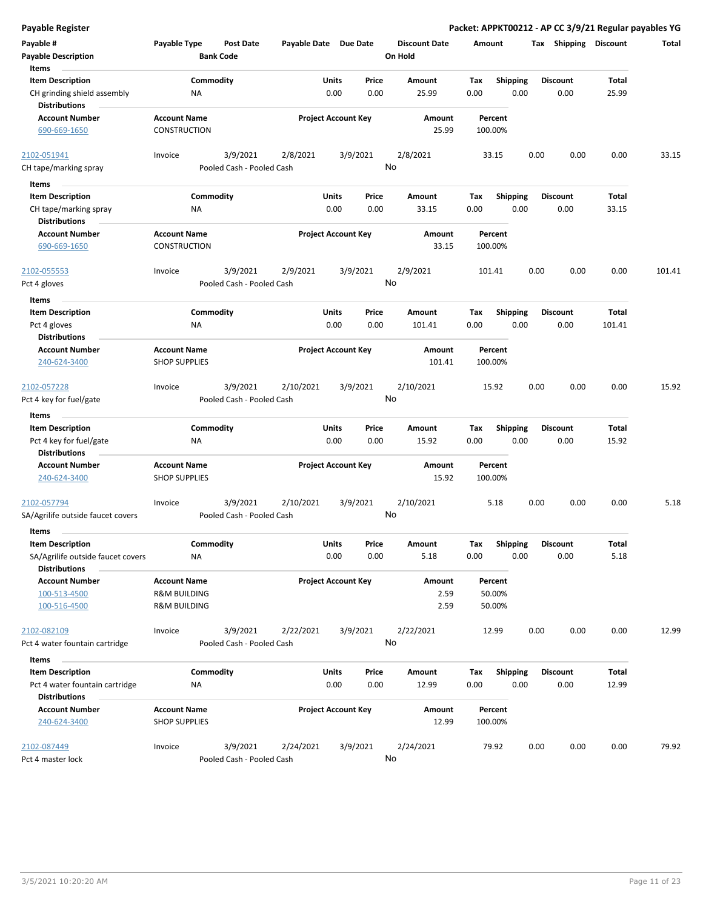# Payable Register

**Packet: APPKT00212 - AP CC 3/9/21 Regular payables YG**

| Payable # | Payable Type | Post Date | Payable Date | Due Date | Discount Date | Amount | Tax | Shipping | Discount | Total |
|---|---|---|---|---|---|---|---|---|---|---|
| **Payable Description** | | **Bank Code** | | | **On Hold** | | | | | |

**Items**

| Item Description | Commodity | Units | Price | Amount | Tax | Shipping | Discount | Total |
|---|---|---|---|---|---|---|---|---|
| CH grinding shield assembly | NA | 0.00 | 0.00 | 25.99 | 0.00 | 0.00 | 0.00 | 25.99 |

**Distributions**

| Account Number | Account Name | Project Account Key | Amount | Percent |
|---|---|---|---|---|
| 690-669-1650 | CONSTRUCTION | | 25.99 | 100.00% |

| Payable # | Payable Type | Post Date | Payable Date | Due Date | Discount Date | Amount | Tax | Shipping | Discount | Total |
|---|---|---|---|---|---|---|---|---|---|---|
| 2102-051941 | Invoice | 3/9/2021 | 2/8/2021 | 3/9/2021 | 2/8/2021 | 33.15 | 0.00 | 0.00 | 0.00 | 33.15 |
| CH tape/marking spray | | Pooled Cash - Pooled Cash | | | No | | | | | |

**Items**

| Item Description | Commodity | Units | Price | Amount | Tax | Shipping | Discount | Total |
|---|---|---|---|---|---|---|---|---|
| CH tape/marking spray | NA | 0.00 | 0.00 | 33.15 | 0.00 | 0.00 | 0.00 | 33.15 |

**Distributions**

| Account Number | Account Name | Project Account Key | Amount | Percent |
|---|---|---|---|---|
| 690-669-1650 | CONSTRUCTION | | 33.15 | 100.00% |

| Payable # | Payable Type | Post Date | Payable Date | Due Date | Discount Date | Amount | Tax | Shipping | Discount | Total |
|---|---|---|---|---|---|---|---|---|---|---|
| 2102-055553 | Invoice | 3/9/2021 | 2/9/2021 | 3/9/2021 | 2/9/2021 | 101.41 | 0.00 | 0.00 | 0.00 | 101.41 |
| Pct 4 gloves | | Pooled Cash - Pooled Cash | | | No | | | | | |

**Items**

| Item Description | Commodity | Units | Price | Amount | Tax | Shipping | Discount | Total |
|---|---|---|---|---|---|---|---|---|
| Pct 4 gloves | NA | 0.00 | 0.00 | 101.41 | 0.00 | 0.00 | 0.00 | 101.41 |

**Distributions**

| Account Number | Account Name | Project Account Key | Amount | Percent |
|---|---|---|---|---|
| 240-624-3400 | SHOP SUPPLIES | | 101.41 | 100.00% |

| Payable # | Payable Type | Post Date | Payable Date | Due Date | Discount Date | Amount | Tax | Shipping | Discount | Total |
|---|---|---|---|---|---|---|---|---|---|---|
| 2102-057228 | Invoice | 3/9/2021 | 2/10/2021 | 3/9/2021 | 2/10/2021 | 15.92 | 0.00 | 0.00 | 0.00 | 15.92 |
| Pct 4 key for fuel/gate | | Pooled Cash - Pooled Cash | | | No | | | | | |

**Items**

| Item Description | Commodity | Units | Price | Amount | Tax | Shipping | Discount | Total |
|---|---|---|---|---|---|---|---|---|
| Pct 4 key for fuel/gate | NA | 0.00 | 0.00 | 15.92 | 0.00 | 0.00 | 0.00 | 15.92 |

**Distributions**

| Account Number | Account Name | Project Account Key | Amount | Percent |
|---|---|---|---|---|
| 240-624-3400 | SHOP SUPPLIES | | 15.92 | 100.00% |

| Payable # | Payable Type | Post Date | Payable Date | Due Date | Discount Date | Amount | Tax | Shipping | Discount | Total |
|---|---|---|---|---|---|---|---|---|---|---|
| 2102-057794 | Invoice | 3/9/2021 | 2/10/2021 | 3/9/2021 | 2/10/2021 | 5.18 | 0.00 | 0.00 | 0.00 | 5.18 |
| SA/Agrilife outside faucet covers | | Pooled Cash - Pooled Cash | | | No | | | | | |

**Items**

| Item Description | Commodity | Units | Price | Amount | Tax | Shipping | Discount | Total |
|---|---|---|---|---|---|---|---|---|
| SA/Agrilife outside faucet covers | NA | 0.00 | 0.00 | 5.18 | 0.00 | 0.00 | 0.00 | 5.18 |

**Distributions**

| Account Number | Account Name | Project Account Key | Amount | Percent |
|---|---|---|---|---|
| 100-513-4500 | R&M BUILDING | | 2.59 | 50.00% |
| 100-516-4500 | R&M BUILDING | | 2.59 | 50.00% |

| Payable # | Payable Type | Post Date | Payable Date | Due Date | Discount Date | Amount | Tax | Shipping | Discount | Total |
|---|---|---|---|---|---|---|---|---|---|---|
| 2102-082109 | Invoice | 3/9/2021 | 2/22/2021 | 3/9/2021 | 2/22/2021 | 12.99 | 0.00 | 0.00 | 0.00 | 12.99 |
| Pct 4 water fountain cartridge | | Pooled Cash - Pooled Cash | | | No | | | | | |

**Items**

| Item Description | Commodity | Units | Price | Amount | Tax | Shipping | Discount | Total |
|---|---|---|---|---|---|---|---|---|
| Pct 4 water fountain cartridge | NA | 0.00 | 0.00 | 12.99 | 0.00 | 0.00 | 0.00 | 12.99 |

**Distributions**

| Account Number | Account Name | Project Account Key | Amount | Percent |
|---|---|---|---|---|
| 240-624-3400 | SHOP SUPPLIES | | 12.99 | 100.00% |

| Payable # | Payable Type | Post Date | Payable Date | Due Date | Discount Date | Amount | Tax | Shipping | Discount | Total |
|---|---|---|---|---|---|---|---|---|---|---|
| 2102-087449 | Invoice | 3/9/2021 | 2/24/2021 | 3/9/2021 | 2/24/2021 | 79.92 | 0.00 | 0.00 | 0.00 | 79.92 |
| Pct 4 master lock | | Pooled Cash - Pooled Cash | | | No | | | | | |

3/5/2021 10:20:20 AM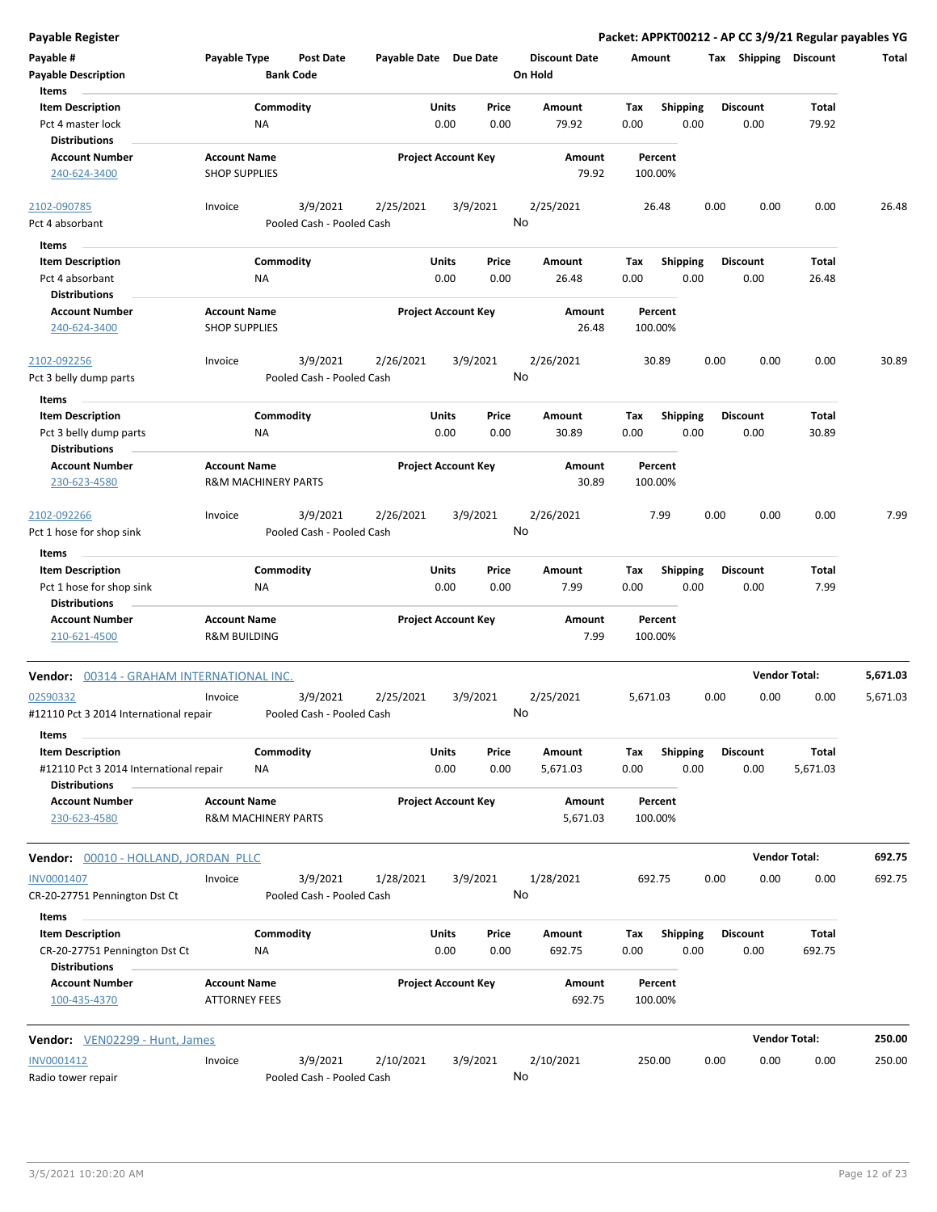# Payable Register

**Packet: APPKT00212 - AP CC 3/9/21 Regular payables YG**

| Payable # | Payable Type | Post Date | Payable Date | Due Date | Discount Date | Amount | Tax | Shipping | Discount | Total |
|---|---|---|---|---|---|---|---|---|---|---|
| Payable Description | | Bank Code | | | On Hold | | | | | |

**Items**

| Item Description | Commodity | Units | Price | Amount | Tax | Shipping | Discount | Total |
|---|---|---|---|---|---|---|---|---|
| Pct 4 master lock | NA | 0.00 | 0.00 | 79.92 | 0.00 | 0.00 | 0.00 | 79.92 |

**Distributions**

| Account Number | Account Name | Project Account Key | Amount | Percent |
|---|---|---|---|---|
| 240-624-3400 | SHOP SUPPLIES | | 79.92 | 100.00% |

| Payable # | Payable Type | Post Date | Payable Date | Due Date | Discount Date | Amount | Tax | Shipping | Discount | Total |
|---|---|---|---|---|---|---|---|---|---|---|
| 2102-090785 | Invoice | 3/9/2021 | 2/25/2021 | 3/9/2021 | 2/25/2021 | 26.48 | 0.00 | 0.00 | 0.00 | 26.48 |
| Pct 4 absorbant | | Pooled Cash - Pooled Cash | | | No | | | | | |

**Items**

| Item Description | Commodity | Units | Price | Amount | Tax | Shipping | Discount | Total |
|---|---|---|---|---|---|---|---|---|
| Pct 4 absorbant | NA | 0.00 | 0.00 | 26.48 | 0.00 | 0.00 | 0.00 | 26.48 |

**Distributions**

| Account Number | Account Name | Project Account Key | Amount | Percent |
|---|---|---|---|---|
| 240-624-3400 | SHOP SUPPLIES | | 26.48 | 100.00% |

| Payable # | Payable Type | Post Date | Payable Date | Due Date | Discount Date | Amount | Tax | Shipping | Discount | Total |
|---|---|---|---|---|---|---|---|---|---|---|
| 2102-092256 | Invoice | 3/9/2021 | 2/26/2021 | 3/9/2021 | 2/26/2021 | 30.89 | 0.00 | 0.00 | 0.00 | 30.89 |
| Pct 3 belly dump parts | | Pooled Cash - Pooled Cash | | | No | | | | | |

**Items**

| Item Description | Commodity | Units | Price | Amount | Tax | Shipping | Discount | Total |
|---|---|---|---|---|---|---|---|---|
| Pct 3 belly dump parts | NA | 0.00 | 0.00 | 30.89 | 0.00 | 0.00 | 0.00 | 30.89 |

**Distributions**

| Account Number | Account Name | Project Account Key | Amount | Percent |
|---|---|---|---|---|
| 230-623-4580 | R&M MACHINERY PARTS | | 30.89 | 100.00% |

| Payable # | Payable Type | Post Date | Payable Date | Due Date | Discount Date | Amount | Tax | Shipping | Discount | Total |
|---|---|---|---|---|---|---|---|---|---|---|
| 2102-092266 | Invoice | 3/9/2021 | 2/26/2021 | 3/9/2021 | 2/26/2021 | 7.99 | 0.00 | 0.00 | 0.00 | 7.99 |
| Pct 1 hose for shop sink | | Pooled Cash - Pooled Cash | | | No | | | | | |

**Items**

| Item Description | Commodity | Units | Price | Amount | Tax | Shipping | Discount | Total |
|---|---|---|---|---|---|---|---|---|
| Pct 1 hose for shop sink | NA | 0.00 | 0.00 | 7.99 | 0.00 | 0.00 | 0.00 | 7.99 |

**Distributions**

| Account Number | Account Name | Project Account Key | Amount | Percent |
|---|---|---|---|---|
| 210-621-4500 | R&M BUILDING | | 7.99 | 100.00% |

## Vendor: 00314 - GRAHAM INTERNATIONAL INC. — Vendor Total: 5,671.03

| Payable # | Payable Type | Post Date | Payable Date | Due Date | Discount Date | Amount | Tax | Shipping | Discount | Total |
|---|---|---|---|---|---|---|---|---|---|---|
| 02S90332 | Invoice | 3/9/2021 | 2/25/2021 | 3/9/2021 | 2/25/2021 | 5,671.03 | 0.00 | 0.00 | 0.00 | 5,671.03 |
| #12110 Pct 3 2014 International repair | | Pooled Cash - Pooled Cash | | | No | | | | | |

**Items**

| Item Description | Commodity | Units | Price | Amount | Tax | Shipping | Discount | Total |
|---|---|---|---|---|---|---|---|---|
| #12110 Pct 3 2014 International repair | NA | 0.00 | 0.00 | 5,671.03 | 0.00 | 0.00 | 0.00 | 5,671.03 |

**Distributions**

| Account Number | Account Name | Project Account Key | Amount | Percent |
|---|---|---|---|---|
| 230-623-4580 | R&M MACHINERY PARTS | | 5,671.03 | 100.00% |

## Vendor: 00010 - HOLLAND, JORDAN PLLC — Vendor Total: 692.75

| Payable # | Payable Type | Post Date | Payable Date | Due Date | Discount Date | Amount | Tax | Shipping | Discount | Total |
|---|---|---|---|---|---|---|---|---|---|---|
| INV0001407 | Invoice | 3/9/2021 | 1/28/2021 | 3/9/2021 | 1/28/2021 | 692.75 | 0.00 | 0.00 | 0.00 | 692.75 |
| CR-20-27751 Pennington Dst Ct | | Pooled Cash - Pooled Cash | | | No | | | | | |

**Items**

| Item Description | Commodity | Units | Price | Amount | Tax | Shipping | Discount | Total |
|---|---|---|---|---|---|---|---|---|
| CR-20-27751 Pennington Dst Ct | NA | 0.00 | 0.00 | 692.75 | 0.00 | 0.00 | 0.00 | 692.75 |

**Distributions**

| Account Number | Account Name | Project Account Key | Amount | Percent |
|---|---|---|---|---|
| 100-435-4370 | ATTORNEY FEES | | 692.75 | 100.00% |

## Vendor: VEN02299 - Hunt, James — Vendor Total: 250.00

| Payable # | Payable Type | Post Date | Payable Date | Due Date | Discount Date | Amount | Tax | Shipping | Discount | Total |
|---|---|---|---|---|---|---|---|---|---|---|
| INV0001412 | Invoice | 3/9/2021 | 2/10/2021 | 3/9/2021 | 2/10/2021 | 250.00 | 0.00 | 0.00 | 0.00 | 250.00 |
| Radio tower repair | | Pooled Cash - Pooled Cash | | | No | | | | | |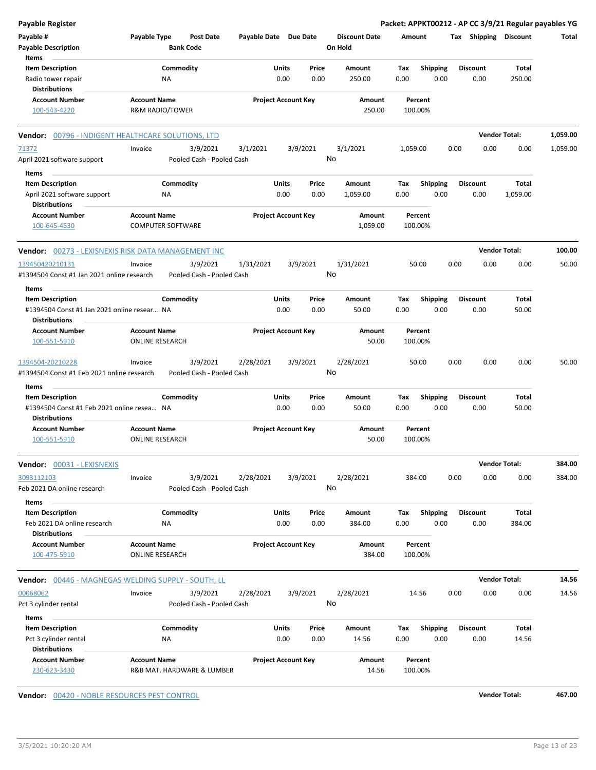**Payable Register** **Packet: APPKT00212 - AP CC 3/9/21 Regular payables YG**

| Payable # | Payable Type | Post Date | Payable Date | Due Date | Discount Date | Amount | Tax | Shipping | Discount | Total |
|---|---|---|---|---|---|---|---|---|---|---|
| Payable Description | | Bank Code | | | On Hold | | | | | |

**Items**

| Item Description | Commodity | Units | Price | Amount | Tax | Shipping | Discount | Total |
|---|---|---|---|---|---|---|---|---|
| Radio tower repair | NA | 0.00 | 0.00 | 250.00 | 0.00 | 0.00 | 0.00 | 250.00 |

**Distributions**

| Account Number | Account Name | Project Account Key | Amount | Percent |
|---|---|---|---|---|
| 100-543-4220 | R&M RADIO/TOWER | | 250.00 | 100.00% |

**Vendor: 00796 - INDIGENT HEALTHCARE SOLUTIONS, LTD** — **Vendor Total: 1,059.00**

| Payable # | Payable Type | Post Date | Payable Date | Due Date | Discount Date | Amount | Tax | Shipping | Discount | Total |
|---|---|---|---|---|---|---|---|---|---|---|
| 71372 | Invoice | 3/9/2021 | 3/1/2021 | 3/9/2021 | 3/1/2021 | 1,059.00 | 0.00 | 0.00 | 0.00 | 1,059.00 |
| April 2021 software support | | Pooled Cash - Pooled Cash | | | No | | | | | |

**Items**

| Item Description | Commodity | Units | Price | Amount | Tax | Shipping | Discount | Total |
|---|---|---|---|---|---|---|---|---|
| April 2021 software support | NA | 0.00 | 0.00 | 1,059.00 | 0.00 | 0.00 | 0.00 | 1,059.00 |

**Distributions**

| Account Number | Account Name | Project Account Key | Amount | Percent |
|---|---|---|---|---|
| 100-645-4530 | COMPUTER SOFTWARE | | 1,059.00 | 100.00% |

**Vendor: 00273 - LEXISNEXIS RISK DATA MANAGEMENT INC** — **Vendor Total: 100.00**

| Payable # | Payable Type | Post Date | Payable Date | Due Date | Discount Date | Amount | Tax | Shipping | Discount | Total |
|---|---|---|---|---|---|---|---|---|---|---|
| 139450420210131 | Invoice | 3/9/2021 | 1/31/2021 | 3/9/2021 | 1/31/2021 | 50.00 | 0.00 | 0.00 | 0.00 | 50.00 |
| #1394504 Const #1 Jan 2021 online research | | Pooled Cash - Pooled Cash | | | No | | | | | |

**Items**

| Item Description | Commodity | Units | Price | Amount | Tax | Shipping | Discount | Total |
|---|---|---|---|---|---|---|---|---|
| #1394504 Const #1 Jan 2021 online resear… | NA | 0.00 | 0.00 | 50.00 | 0.00 | 0.00 | 0.00 | 50.00 |

**Distributions**

| Account Number | Account Name | Project Account Key | Amount | Percent |
|---|---|---|---|---|
| 100-551-5910 | ONLINE RESEARCH | | 50.00 | 100.00% |

| Payable # | Payable Type | Post Date | Payable Date | Due Date | Discount Date | Amount | Tax | Shipping | Discount | Total |
|---|---|---|---|---|---|---|---|---|---|---|
| 1394504-20210228 | Invoice | 3/9/2021 | 2/28/2021 | 3/9/2021 | 2/28/2021 | 50.00 | 0.00 | 0.00 | 0.00 | 50.00 |
| #1394504 Const #1 Feb 2021 online research | | Pooled Cash - Pooled Cash | | | No | | | | | |

**Items**

| Item Description | Commodity | Units | Price | Amount | Tax | Shipping | Discount | Total |
|---|---|---|---|---|---|---|---|---|
| #1394504 Const #1 Feb 2021 online resea… | NA | 0.00 | 0.00 | 50.00 | 0.00 | 0.00 | 0.00 | 50.00 |

**Distributions**

| Account Number | Account Name | Project Account Key | Amount | Percent |
|---|---|---|---|---|
| 100-551-5910 | ONLINE RESEARCH | | 50.00 | 100.00% |

**Vendor: 00031 - LEXISNEXIS** — **Vendor Total: 384.00**

| Payable # | Payable Type | Post Date | Payable Date | Due Date | Discount Date | Amount | Tax | Shipping | Discount | Total |
|---|---|---|---|---|---|---|---|---|---|---|
| 3093112103 | Invoice | 3/9/2021 | 2/28/2021 | 3/9/2021 | 2/28/2021 | 384.00 | 0.00 | 0.00 | 0.00 | 384.00 |
| Feb 2021 DA online research | | Pooled Cash - Pooled Cash | | | No | | | | | |

**Items**

| Item Description | Commodity | Units | Price | Amount | Tax | Shipping | Discount | Total |
|---|---|---|---|---|---|---|---|---|
| Feb 2021 DA online research | NA | 0.00 | 0.00 | 384.00 | 0.00 | 0.00 | 0.00 | 384.00 |

**Distributions**

| Account Number | Account Name | Project Account Key | Amount | Percent |
|---|---|---|---|---|
| 100-475-5910 | ONLINE RESEARCH | | 384.00 | 100.00% |

**Vendor: 00446 - MAGNEGAS WELDING SUPPLY - SOUTH, LL** — **Vendor Total: 14.56**

| Payable # | Payable Type | Post Date | Payable Date | Due Date | Discount Date | Amount | Tax | Shipping | Discount | Total |
|---|---|---|---|---|---|---|---|---|---|---|
| 00068062 | Invoice | 3/9/2021 | 2/28/2021 | 3/9/2021 | 2/28/2021 | 14.56 | 0.00 | 0.00 | 0.00 | 14.56 |
| Pct 3 cylinder rental | | Pooled Cash - Pooled Cash | | | No | | | | | |

**Items**

| Item Description | Commodity | Units | Price | Amount | Tax | Shipping | Discount | Total |
|---|---|---|---|---|---|---|---|---|
| Pct 3 cylinder rental | NA | 0.00 | 0.00 | 14.56 | 0.00 | 0.00 | 0.00 | 14.56 |

**Distributions**

| Account Number | Account Name | Project Account Key | Amount | Percent |
|---|---|---|---|---|
| 230-623-3430 | R&B MAT. HARDWARE & LUMBER | | 14.56 | 100.00% |

**Vendor: 00420 - NOBLE RESOURCES PEST CONTROL** — **Vendor Total: 467.00**

3/5/2021 10:20:20 AM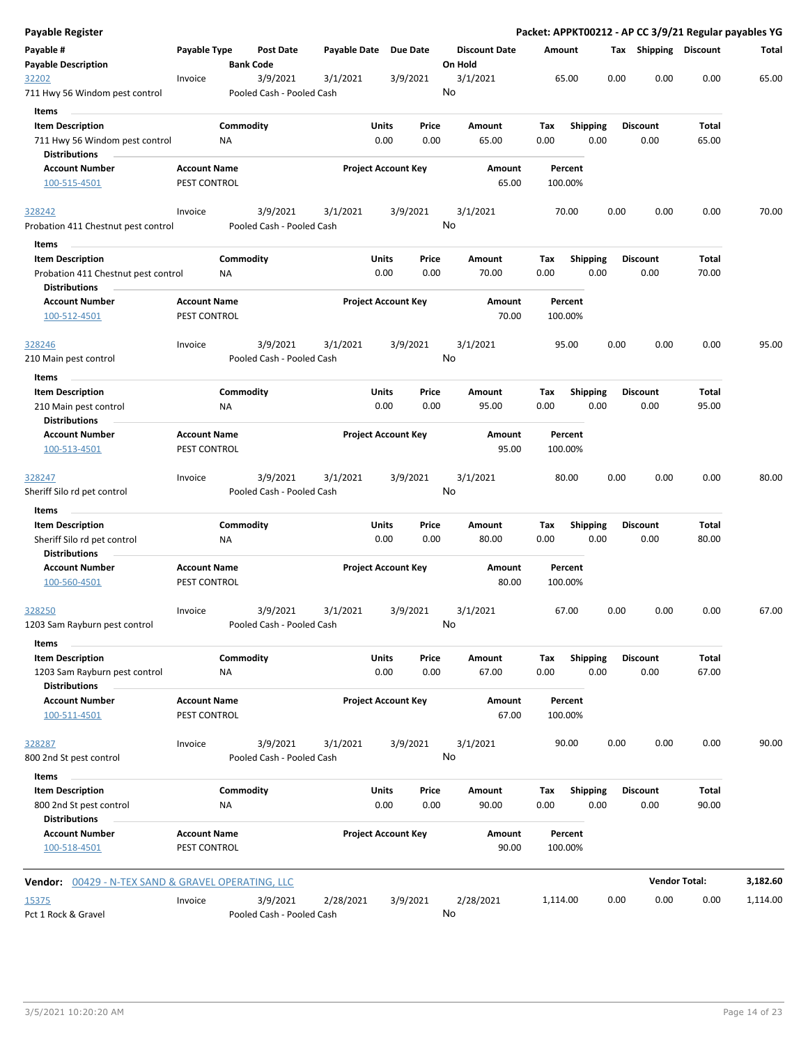## Payable Register

**Packet: APPKT00212 - AP CC 3/9/21 Regular payables YG**

| Payable # | Payable Type | Post Date | Payable Date | Due Date | Discount Date | Amount | Tax | Shipping | Discount | Total |
|---|---|---|---|---|---|---|---|---|---|---|
| **Payable Description** | | **Bank Code** | | | **On Hold** | | | | | |
| 32202 | Invoice | 3/9/2021 | 3/1/2021 | 3/9/2021 | 3/1/2021 | 65.00 | 0.00 | 0.00 | 0.00 | 65.00 |
| 711 Hwy 56 Windom pest control | | Pooled Cash - Pooled Cash | | | No | | | | | |

**Items**

| Item Description | Commodity | Units | Price | Amount | Tax | Shipping | Discount | Total |
|---|---|---|---|---|---|---|---|---|
| 711 Hwy 56 Windom pest control | NA | 0.00 | 0.00 | 65.00 | 0.00 | 0.00 | 0.00 | 65.00 |

**Distributions**

| Account Number | Account Name | Project Account Key | Amount | Percent |
|---|---|---|---|---|
| 100-515-4501 | PEST CONTROL | | 65.00 | 100.00% |

| Payable # | Payable Type | Post Date | Payable Date | Due Date | Discount Date | Amount | Tax | Shipping | Discount | Total |
|---|---|---|---|---|---|---|---|---|---|---|
| 328242 | Invoice | 3/9/2021 | 3/1/2021 | 3/9/2021 | 3/1/2021 | 70.00 | 0.00 | 0.00 | 0.00 | 70.00 |
| Probation 411 Chestnut pest control | | Pooled Cash - Pooled Cash | | | No | | | | | |

**Items**

| Item Description | Commodity | Units | Price | Amount | Tax | Shipping | Discount | Total |
|---|---|---|---|---|---|---|---|---|
| Probation 411 Chestnut pest control | NA | 0.00 | 0.00 | 70.00 | 0.00 | 0.00 | 0.00 | 70.00 |

**Distributions**

| Account Number | Account Name | Project Account Key | Amount | Percent |
|---|---|---|---|---|
| 100-512-4501 | PEST CONTROL | | 70.00 | 100.00% |

| Payable # | Payable Type | Post Date | Payable Date | Due Date | Discount Date | Amount | Tax | Shipping | Discount | Total |
|---|---|---|---|---|---|---|---|---|---|---|
| 328246 | Invoice | 3/9/2021 | 3/1/2021 | 3/9/2021 | 3/1/2021 | 95.00 | 0.00 | 0.00 | 0.00 | 95.00 |
| 210 Main pest control | | Pooled Cash - Pooled Cash | | | No | | | | | |

**Items**

| Item Description | Commodity | Units | Price | Amount | Tax | Shipping | Discount | Total |
|---|---|---|---|---|---|---|---|---|
| 210 Main pest control | NA | 0.00 | 0.00 | 95.00 | 0.00 | 0.00 | 0.00 | 95.00 |

**Distributions**

| Account Number | Account Name | Project Account Key | Amount | Percent |
|---|---|---|---|---|
| 100-513-4501 | PEST CONTROL | | 95.00 | 100.00% |

| Payable # | Payable Type | Post Date | Payable Date | Due Date | Discount Date | Amount | Tax | Shipping | Discount | Total |
|---|---|---|---|---|---|---|---|---|---|---|
| 328247 | Invoice | 3/9/2021 | 3/1/2021 | 3/9/2021 | 3/1/2021 | 80.00 | 0.00 | 0.00 | 0.00 | 80.00 |
| Sheriff Silo rd pet control | | Pooled Cash - Pooled Cash | | | No | | | | | |

**Items**

| Item Description | Commodity | Units | Price | Amount | Tax | Shipping | Discount | Total |
|---|---|---|---|---|---|---|---|---|
| Sheriff Silo rd pet control | NA | 0.00 | 0.00 | 80.00 | 0.00 | 0.00 | 0.00 | 80.00 |

**Distributions**

| Account Number | Account Name | Project Account Key | Amount | Percent |
|---|---|---|---|---|
| 100-560-4501 | PEST CONTROL | | 80.00 | 100.00% |

| Payable # | Payable Type | Post Date | Payable Date | Due Date | Discount Date | Amount | Tax | Shipping | Discount | Total |
|---|---|---|---|---|---|---|---|---|---|---|
| 328250 | Invoice | 3/9/2021 | 3/1/2021 | 3/9/2021 | 3/1/2021 | 67.00 | 0.00 | 0.00 | 0.00 | 67.00 |
| 1203 Sam Rayburn pest control | | Pooled Cash - Pooled Cash | | | No | | | | | |

**Items**

| Item Description | Commodity | Units | Price | Amount | Tax | Shipping | Discount | Total |
|---|---|---|---|---|---|---|---|---|
| 1203 Sam Rayburn pest control | NA | 0.00 | 0.00 | 67.00 | 0.00 | 0.00 | 0.00 | 67.00 |

**Distributions**

| Account Number | Account Name | Project Account Key | Amount | Percent |
|---|---|---|---|---|
| 100-511-4501 | PEST CONTROL | | 67.00 | 100.00% |

| Payable # | Payable Type | Post Date | Payable Date | Due Date | Discount Date | Amount | Tax | Shipping | Discount | Total |
|---|---|---|---|---|---|---|---|---|---|---|
| 328287 | Invoice | 3/9/2021 | 3/1/2021 | 3/9/2021 | 3/1/2021 | 90.00 | 0.00 | 0.00 | 0.00 | 90.00 |
| 800 2nd St pest control | | Pooled Cash - Pooled Cash | | | No | | | | | |

**Items**

| Item Description | Commodity | Units | Price | Amount | Tax | Shipping | Discount | Total |
|---|---|---|---|---|---|---|---|---|
| 800 2nd St pest control | NA | 0.00 | 0.00 | 90.00 | 0.00 | 0.00 | 0.00 | 90.00 |

**Distributions**

| Account Number | Account Name | Project Account Key | Amount | Percent |
|---|---|---|---|---|
| 100-518-4501 | PEST CONTROL | | 90.00 | 100.00% |

**Vendor:** 00429 - N-TEX SAND & GRAVEL OPERATING, LLC — **Vendor Total: 3,182.60**

| Payable # | Payable Type | Post Date | Payable Date | Due Date | Discount Date | Amount | Tax | Shipping | Discount | Total |
|---|---|---|---|---|---|---|---|---|---|---|
| 15375 | Invoice | 3/9/2021 | 2/28/2021 | 3/9/2021 | 2/28/2021 | 1,114.00 | 0.00 | 0.00 | 0.00 | 1,114.00 |
| Pct 1 Rock & Gravel | | Pooled Cash - Pooled Cash | | | No | | | | | |

3/5/2021 10:20:20 AM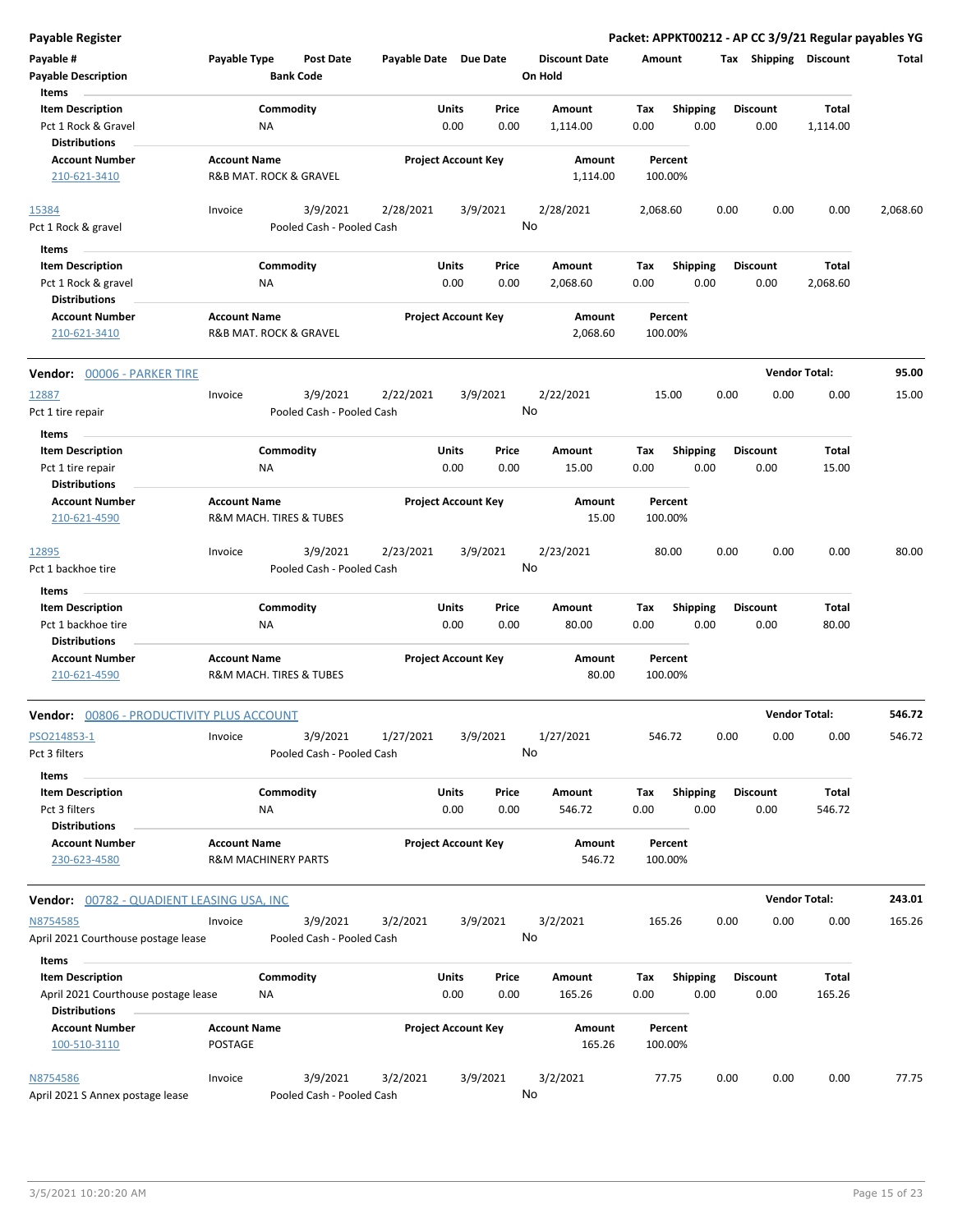# Payable Register

**Packet: APPKT00212 - AP CC 3/9/21 Regular payables YG**

| Payable # | Payable Type | Post Date | Payable Date | Due Date | Discount Date | Amount | Tax | Shipping | Discount | Total |
|---|---|---|---|---|---|---|---|---|---|---|
| **Payable Description** | | **Bank Code** | | | **On Hold** | | | | | |

**Items**

| Item Description | Commodity | Units | Price | Amount | Tax | Shipping | Discount | Total |
|---|---|---|---|---|---|---|---|---|
| Pct 1 Rock & Gravel | NA | 0.00 | 0.00 | 1,114.00 | 0.00 | 0.00 | 0.00 | 1,114.00 |

**Distributions**

| Account Number | Account Name | Project Account Key | Amount | Percent |
|---|---|---|---|---|
| 210-621-3410 | R&B MAT. ROCK & GRAVEL | | 1,114.00 | 100.00% |

| Payable # | Payable Type | Post Date | Payable Date | Due Date | Discount Date | Amount | Tax | Shipping | Discount | Total |
|---|---|---|---|---|---|---|---|---|---|---|
| 15384 | Invoice | 3/9/2021 | 2/28/2021 | 3/9/2021 | 2/28/2021 | 2,068.60 | 0.00 | 0.00 | 0.00 | 2,068.60 |
| Pct 1 Rock & gravel | | Pooled Cash - Pooled Cash | | | No | | | | | |

**Items**

| Item Description | Commodity | Units | Price | Amount | Tax | Shipping | Discount | Total |
|---|---|---|---|---|---|---|---|---|
| Pct 1 Rock & gravel | NA | 0.00 | 0.00 | 2,068.60 | 0.00 | 0.00 | 0.00 | 2,068.60 |

**Distributions**

| Account Number | Account Name | Project Account Key | Amount | Percent |
|---|---|---|---|---|
| 210-621-3410 | R&B MAT. ROCK & GRAVEL | | 2,068.60 | 100.00% |

## Vendor: 00006 - PARKER TIRE — Vendor Total: 95.00

| Payable # | Payable Type | Post Date | Payable Date | Due Date | Discount Date | Amount | Tax | Shipping | Discount | Total |
|---|---|---|---|---|---|---|---|---|---|---|
| 12887 | Invoice | 3/9/2021 | 2/22/2021 | 3/9/2021 | 2/22/2021 | 15.00 | 0.00 | 0.00 | 0.00 | 15.00 |
| Pct 1 tire repair | | Pooled Cash - Pooled Cash | | | No | | | | | |

**Items**

| Item Description | Commodity | Units | Price | Amount | Tax | Shipping | Discount | Total |
|---|---|---|---|---|---|---|---|---|
| Pct 1 tire repair | NA | 0.00 | 0.00 | 15.00 | 0.00 | 0.00 | 0.00 | 15.00 |

**Distributions**

| Account Number | Account Name | Project Account Key | Amount | Percent |
|---|---|---|---|---|
| 210-621-4590 | R&M MACH. TIRES & TUBES | | 15.00 | 100.00% |

| Payable # | Payable Type | Post Date | Payable Date | Due Date | Discount Date | Amount | Tax | Shipping | Discount | Total |
|---|---|---|---|---|---|---|---|---|---|---|
| 12895 | Invoice | 3/9/2021 | 2/23/2021 | 3/9/2021 | 2/23/2021 | 80.00 | 0.00 | 0.00 | 0.00 | 80.00 |
| Pct 1 backhoe tire | | Pooled Cash - Pooled Cash | | | No | | | | | |

**Items**

| Item Description | Commodity | Units | Price | Amount | Tax | Shipping | Discount | Total |
|---|---|---|---|---|---|---|---|---|
| Pct 1 backhoe tire | NA | 0.00 | 0.00 | 80.00 | 0.00 | 0.00 | 0.00 | 80.00 |

**Distributions**

| Account Number | Account Name | Project Account Key | Amount | Percent |
|---|---|---|---|---|
| 210-621-4590 | R&M MACH. TIRES & TUBES | | 80.00 | 100.00% |

## Vendor: 00806 - PRODUCTIVITY PLUS ACCOUNT — Vendor Total: 546.72

| Payable # | Payable Type | Post Date | Payable Date | Due Date | Discount Date | Amount | Tax | Shipping | Discount | Total |
|---|---|---|---|---|---|---|---|---|---|---|
| PSO214853-1 | Invoice | 3/9/2021 | 1/27/2021 | 3/9/2021 | 1/27/2021 | 546.72 | 0.00 | 0.00 | 0.00 | 546.72 |
| Pct 3 filters | | Pooled Cash - Pooled Cash | | | No | | | | | |

**Items**

| Item Description | Commodity | Units | Price | Amount | Tax | Shipping | Discount | Total |
|---|---|---|---|---|---|---|---|---|
| Pct 3 filters | NA | 0.00 | 0.00 | 546.72 | 0.00 | 0.00 | 0.00 | 546.72 |

**Distributions**

| Account Number | Account Name | Project Account Key | Amount | Percent |
|---|---|---|---|---|
| 230-623-4580 | R&M MACHINERY PARTS | | 546.72 | 100.00% |

## Vendor: 00782 - QUADIENT LEASING USA, INC — Vendor Total: 243.01

| Payable # | Payable Type | Post Date | Payable Date | Due Date | Discount Date | Amount | Tax | Shipping | Discount | Total |
|---|---|---|---|---|---|---|---|---|---|---|
| N8754585 | Invoice | 3/9/2021 | 3/2/2021 | 3/9/2021 | 3/2/2021 | 165.26 | 0.00 | 0.00 | 0.00 | 165.26 |
| April 2021 Courthouse postage lease | | Pooled Cash - Pooled Cash | | | No | | | | | |

**Items**

| Item Description | Commodity | Units | Price | Amount | Tax | Shipping | Discount | Total |
|---|---|---|---|---|---|---|---|---|
| April 2021 Courthouse postage lease | NA | 0.00 | 0.00 | 165.26 | 0.00 | 0.00 | 0.00 | 165.26 |

**Distributions**

| Account Number | Account Name | Project Account Key | Amount | Percent |
|---|---|---|---|---|
| 100-510-3110 | POSTAGE | | 165.26 | 100.00% |

| Payable # | Payable Type | Post Date | Payable Date | Due Date | Discount Date | Amount | Tax | Shipping | Discount | Total |
|---|---|---|---|---|---|---|---|---|---|---|
| N8754586 | Invoice | 3/9/2021 | 3/2/2021 | 3/9/2021 | 3/2/2021 | 77.75 | 0.00 | 0.00 | 0.00 | 77.75 |
| April 2021 S Annex postage lease | | Pooled Cash - Pooled Cash | | | No | | | | | |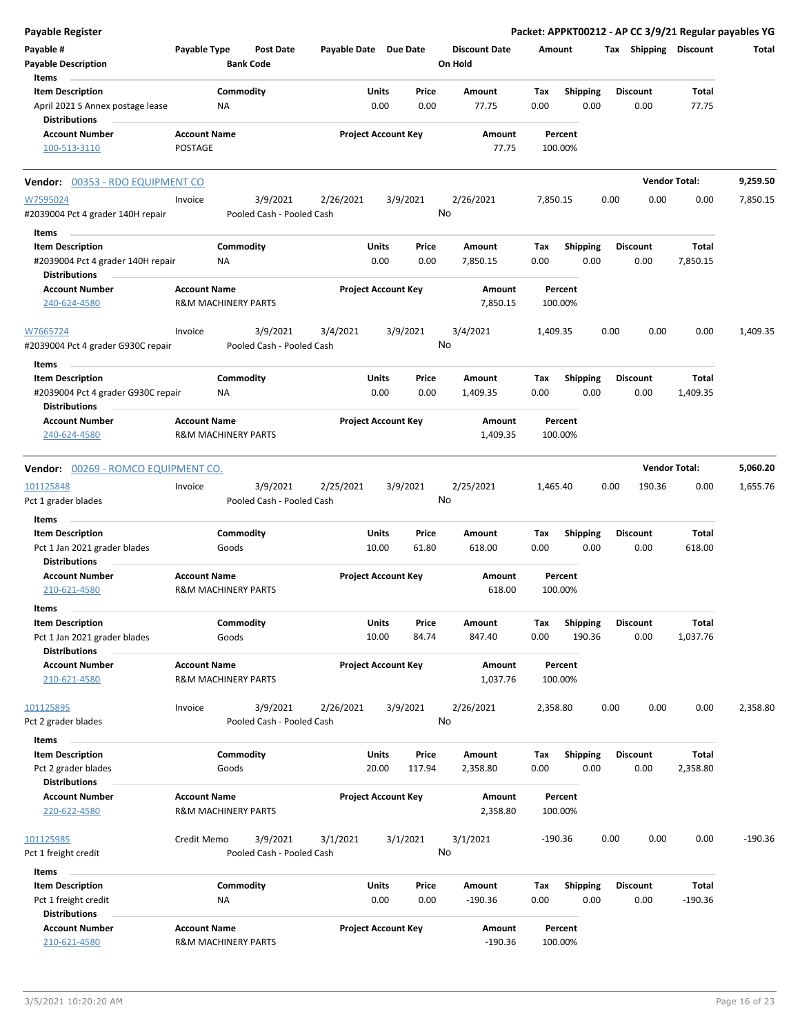# Payable Register

**Packet: APPKT00212 - AP CC 3/9/21 Regular payables YG**

| Payable # | Payable Type | Post Date | Payable Date | Due Date | Discount Date | Amount | Tax | Shipping | Discount | Total |
|---|---|---|---|---|---|---|---|---|---|---|
| Payable Description | | Bank Code | | | On Hold | | | | | |

**Items**

| Item Description | Commodity | Units | Price | Amount | Tax | Shipping | Discount | Total |
|---|---|---|---|---|---|---|---|---|
| April 2021 S Annex postage lease | NA | 0.00 | 0.00 | 77.75 | 0.00 | 0.00 | 0.00 | 77.75 |

**Distributions**

| Account Number | Account Name | Project Account Key | Amount | Percent |
|---|---|---|---|---|
| 100-513-3110 | POSTAGE | | 77.75 | 100.00% |

---

**Vendor: 00353 - RDO EQUIPMENT CO** — **Vendor Total: 9,259.50**

| Payable # | Payable Type | Post Date | Payable Date | Due Date | Discount Date | Amount | Tax | Shipping | Discount | Total |
|---|---|---|---|---|---|---|---|---|---|---|
| W7595024 | Invoice | 3/9/2021 | 2/26/2021 | 3/9/2021 | 2/26/2021 | 7,850.15 | 0.00 | 0.00 | 0.00 | 7,850.15 |
| #2039004 Pct 4 grader 140H repair | | Pooled Cash - Pooled Cash | | | No | | | | | |

**Items**

| Item Description | Commodity | Units | Price | Amount | Tax | Shipping | Discount | Total |
|---|---|---|---|---|---|---|---|---|
| #2039004 Pct 4 grader 140H repair | NA | 0.00 | 0.00 | 7,850.15 | 0.00 | 0.00 | 0.00 | 7,850.15 |

**Distributions**

| Account Number | Account Name | Project Account Key | Amount | Percent |
|---|---|---|---|---|
| 240-624-4580 | R&M MACHINERY PARTS | | 7,850.15 | 100.00% |

| Payable # | Payable Type | Post Date | Payable Date | Due Date | Discount Date | Amount | Tax | Shipping | Discount | Total |
|---|---|---|---|---|---|---|---|---|---|---|
| W7665724 | Invoice | 3/9/2021 | 3/4/2021 | 3/9/2021 | 3/4/2021 | 1,409.35 | 0.00 | 0.00 | 0.00 | 1,409.35 |
| #2039004 Pct 4 grader G930C repair | | Pooled Cash - Pooled Cash | | | No | | | | | |

**Items**

| Item Description | Commodity | Units | Price | Amount | Tax | Shipping | Discount | Total |
|---|---|---|---|---|---|---|---|---|
| #2039004 Pct 4 grader G930C repair | NA | 0.00 | 0.00 | 1,409.35 | 0.00 | 0.00 | 0.00 | 1,409.35 |

**Distributions**

| Account Number | Account Name | Project Account Key | Amount | Percent |
|---|---|---|---|---|
| 240-624-4580 | R&M MACHINERY PARTS | | 1,409.35 | 100.00% |

---

**Vendor: 00269 - ROMCO EQUIPMENT CO.** — **Vendor Total: 5,060.20**

| Payable # | Payable Type | Post Date | Payable Date | Due Date | Discount Date | Amount | Tax | Shipping | Discount | Total |
|---|---|---|---|---|---|---|---|---|---|---|
| 101125848 | Invoice | 3/9/2021 | 2/25/2021 | 3/9/2021 | 2/25/2021 | 1,465.40 | 0.00 | 190.36 | 0.00 | 1,655.76 |
| Pct 1 grader blades | | Pooled Cash - Pooled Cash | | | No | | | | | |

**Items**

| Item Description | Commodity | Units | Price | Amount | Tax | Shipping | Discount | Total |
|---|---|---|---|---|---|---|---|---|
| Pct 1 Jan 2021 grader blades | Goods | 10.00 | 61.80 | 618.00 | 0.00 | 0.00 | 0.00 | 618.00 |

**Distributions**

| Account Number | Account Name | Project Account Key | Amount | Percent |
|---|---|---|---|---|
| 210-621-4580 | R&M MACHINERY PARTS | | 618.00 | 100.00% |

**Items**

| Item Description | Commodity | Units | Price | Amount | Tax | Shipping | Discount | Total |
|---|---|---|---|---|---|---|---|---|
| Pct 1 Jan 2021 grader blades | Goods | 10.00 | 84.74 | 847.40 | 0.00 | 190.36 | 0.00 | 1,037.76 |

**Distributions**

| Account Number | Account Name | Project Account Key | Amount | Percent |
|---|---|---|---|---|
| 210-621-4580 | R&M MACHINERY PARTS | | 1,037.76 | 100.00% |

| Payable # | Payable Type | Post Date | Payable Date | Due Date | Discount Date | Amount | Tax | Shipping | Discount | Total |
|---|---|---|---|---|---|---|---|---|---|---|
| 101125895 | Invoice | 3/9/2021 | 2/26/2021 | 3/9/2021 | 2/26/2021 | 2,358.80 | 0.00 | 0.00 | 0.00 | 2,358.80 |
| Pct 2 grader blades | | Pooled Cash - Pooled Cash | | | No | | | | | |

**Items**

| Item Description | Commodity | Units | Price | Amount | Tax | Shipping | Discount | Total |
|---|---|---|---|---|---|---|---|---|
| Pct 2 grader blades | Goods | 20.00 | 117.94 | 2,358.80 | 0.00 | 0.00 | 0.00 | 2,358.80 |

**Distributions**

| Account Number | Account Name | Project Account Key | Amount | Percent |
|---|---|---|---|---|
| 220-622-4580 | R&M MACHINERY PARTS | | 2,358.80 | 100.00% |

| Payable # | Payable Type | Post Date | Payable Date | Due Date | Discount Date | Amount | Tax | Shipping | Discount | Total |
|---|---|---|---|---|---|---|---|---|---|---|
| 101125985 | Credit Memo | 3/9/2021 | 3/1/2021 | 3/1/2021 | 3/1/2021 | -190.36 | 0.00 | 0.00 | 0.00 | -190.36 |
| Pct 1 freight credit | | Pooled Cash - Pooled Cash | | | No | | | | | |

**Items**

| Item Description | Commodity | Units | Price | Amount | Tax | Shipping | Discount | Total |
|---|---|---|---|---|---|---|---|---|
| Pct 1 freight credit | NA | 0.00 | 0.00 | -190.36 | 0.00 | 0.00 | 0.00 | -190.36 |

**Distributions**

| Account Number | Account Name | Project Account Key | Amount | Percent |
|---|---|---|---|---|
| 210-621-4580 | R&M MACHINERY PARTS | | -190.36 | 100.00% |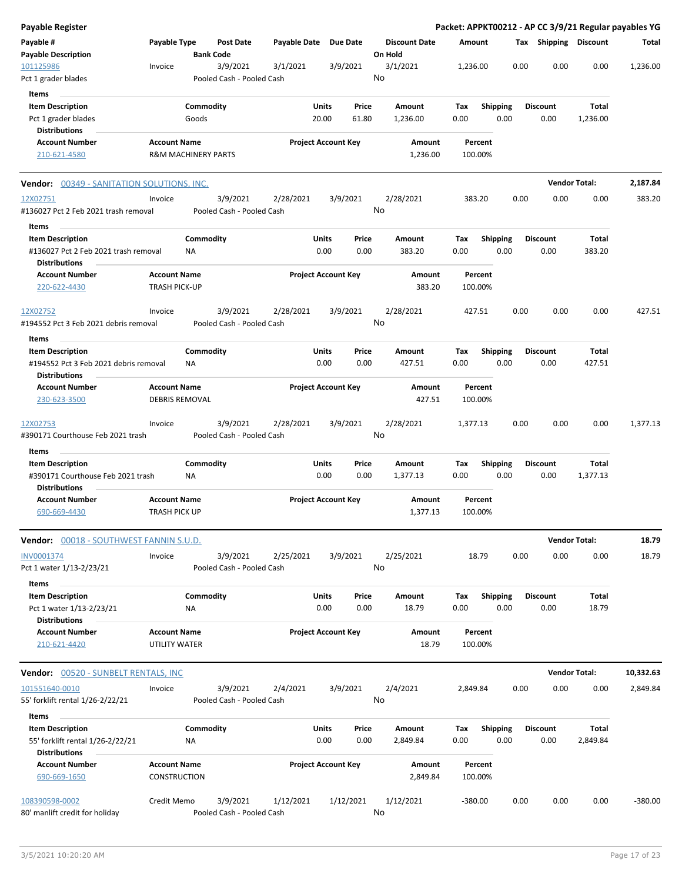# Payable Register

**Packet: APPKT00212 - AP CC 3/9/21 Regular payables YG**

| Payable # / Payable Description | Payable Type | Post Date / Bank Code | Payable Date | Due Date | Discount Date / On Hold | Amount | Tax | Shipping | Discount | Total |
|---|---|---|---|---|---|---|---|---|---|---|
| 101125986 / Pct 1 grader blades | Invoice | 3/9/2021 / Pooled Cash - Pooled Cash | 3/1/2021 | 3/9/2021 | 3/1/2021 / No | 1,236.00 | 0.00 | 0.00 | 0.00 | 1,236.00 |

**Items**

| Item Description | Commodity | Units | Price | Amount | Tax | Shipping | Discount | Total |
|---|---|---|---|---|---|---|---|---|
| Pct 1 grader blades | Goods | 20.00 | 61.80 | 1,236.00 | 0.00 | 0.00 | 0.00 | 1,236.00 |

**Distributions**

| Account Number | Account Name | Project Account Key | Amount | Percent |
|---|---|---|---|---|
| 210-621-4580 | R&M MACHINERY PARTS | | 1,236.00 | 100.00% |

## Vendor: 00349 - SANITATION SOLUTIONS, INC. — Vendor Total: 2,187.84

| Payable # / Payable Description | Payable Type | Post Date / Bank Code | Payable Date | Due Date | Discount Date / On Hold | Amount | Tax | Shipping | Discount | Total |
|---|---|---|---|---|---|---|---|---|---|---|
| 12X02751 / #136027 Pct 2 Feb 2021 trash removal | Invoice | 3/9/2021 / Pooled Cash - Pooled Cash | 2/28/2021 | 3/9/2021 | 2/28/2021 / No | 383.20 | 0.00 | 0.00 | 0.00 | 383.20 |

**Items**

| Item Description | Commodity | Units | Price | Amount | Tax | Shipping | Discount | Total |
|---|---|---|---|---|---|---|---|---|
| #136027 Pct 2 Feb 2021 trash removal | NA | 0.00 | 0.00 | 383.20 | 0.00 | 0.00 | 0.00 | 383.20 |

**Distributions**

| Account Number | Account Name | Project Account Key | Amount | Percent |
|---|---|---|---|---|
| 220-622-4430 | TRASH PICK-UP | | 383.20 | 100.00% |

| Payable # / Payable Description | Payable Type | Post Date / Bank Code | Payable Date | Due Date | Discount Date / On Hold | Amount | Tax | Shipping | Discount | Total |
|---|---|---|---|---|---|---|---|---|---|---|
| 12X02752 / #194552 Pct 3 Feb 2021 debris removal | Invoice | 3/9/2021 / Pooled Cash - Pooled Cash | 2/28/2021 | 3/9/2021 | 2/28/2021 / No | 427.51 | 0.00 | 0.00 | 0.00 | 427.51 |

**Items**

| Item Description | Commodity | Units | Price | Amount | Tax | Shipping | Discount | Total |
|---|---|---|---|---|---|---|---|---|
| #194552 Pct 3 Feb 2021 debris removal | NA | 0.00 | 0.00 | 427.51 | 0.00 | 0.00 | 0.00 | 427.51 |

**Distributions**

| Account Number | Account Name | Project Account Key | Amount | Percent |
|---|---|---|---|---|
| 230-623-3500 | DEBRIS REMOVAL | | 427.51 | 100.00% |

| Payable # / Payable Description | Payable Type | Post Date / Bank Code | Payable Date | Due Date | Discount Date / On Hold | Amount | Tax | Shipping | Discount | Total |
|---|---|---|---|---|---|---|---|---|---|---|
| 12X02753 / #390171 Courthouse Feb 2021 trash | Invoice | 3/9/2021 / Pooled Cash - Pooled Cash | 2/28/2021 | 3/9/2021 | 2/28/2021 / No | 1,377.13 | 0.00 | 0.00 | 0.00 | 1,377.13 |

**Items**

| Item Description | Commodity | Units | Price | Amount | Tax | Shipping | Discount | Total |
|---|---|---|---|---|---|---|---|---|
| #390171 Courthouse Feb 2021 trash | NA | 0.00 | 0.00 | 1,377.13 | 0.00 | 0.00 | 0.00 | 1,377.13 |

**Distributions**

| Account Number | Account Name | Project Account Key | Amount | Percent |
|---|---|---|---|---|
| 690-669-4430 | TRASH PICK UP | | 1,377.13 | 100.00% |

## Vendor: 00018 - SOUTHWEST FANNIN S.U.D. — Vendor Total: 18.79

| Payable # / Payable Description | Payable Type | Post Date / Bank Code | Payable Date | Due Date | Discount Date / On Hold | Amount | Tax | Shipping | Discount | Total |
|---|---|---|---|---|---|---|---|---|---|---|
| INV0001374 / Pct 1 water 1/13-2/23/21 | Invoice | 3/9/2021 / Pooled Cash - Pooled Cash | 2/25/2021 | 3/9/2021 | 2/25/2021 / No | 18.79 | 0.00 | 0.00 | 0.00 | 18.79 |

**Items**

| Item Description | Commodity | Units | Price | Amount | Tax | Shipping | Discount | Total |
|---|---|---|---|---|---|---|---|---|
| Pct 1 water 1/13-2/23/21 | NA | 0.00 | 0.00 | 18.79 | 0.00 | 0.00 | 0.00 | 18.79 |

**Distributions**

| Account Number | Account Name | Project Account Key | Amount | Percent |
|---|---|---|---|---|
| 210-621-4420 | UTILITY WATER | | 18.79 | 100.00% |

## Vendor: 00520 - SUNBELT RENTALS, INC — Vendor Total: 10,332.63

| Payable # / Payable Description | Payable Type | Post Date / Bank Code | Payable Date | Due Date | Discount Date / On Hold | Amount | Tax | Shipping | Discount | Total |
|---|---|---|---|---|---|---|---|---|---|---|
| 101551640-0010 / 55' forklift rental 1/26-2/22/21 | Invoice | 3/9/2021 / Pooled Cash - Pooled Cash | 2/4/2021 | 3/9/2021 | 2/4/2021 / No | 2,849.84 | 0.00 | 0.00 | 0.00 | 2,849.84 |

**Items**

| Item Description | Commodity | Units | Price | Amount | Tax | Shipping | Discount | Total |
|---|---|---|---|---|---|---|---|---|
| 55' forklift rental 1/26-2/22/21 | NA | 0.00 | 0.00 | 2,849.84 | 0.00 | 0.00 | 0.00 | 2,849.84 |

**Distributions**

| Account Number | Account Name | Project Account Key | Amount | Percent |
|---|---|---|---|---|
| 690-669-1650 | CONSTRUCTION | | 2,849.84 | 100.00% |

| Payable # / Payable Description | Payable Type | Post Date / Bank Code | Payable Date | Due Date | Discount Date / On Hold | Amount | Tax | Shipping | Discount | Total |
|---|---|---|---|---|---|---|---|---|---|---|
| 108390598-0002 / 80' manlift credit for holiday | Credit Memo | 3/9/2021 / Pooled Cash - Pooled Cash | 1/12/2021 | 1/12/2021 | 1/12/2021 / No | -380.00 | 0.00 | 0.00 | 0.00 | -380.00 |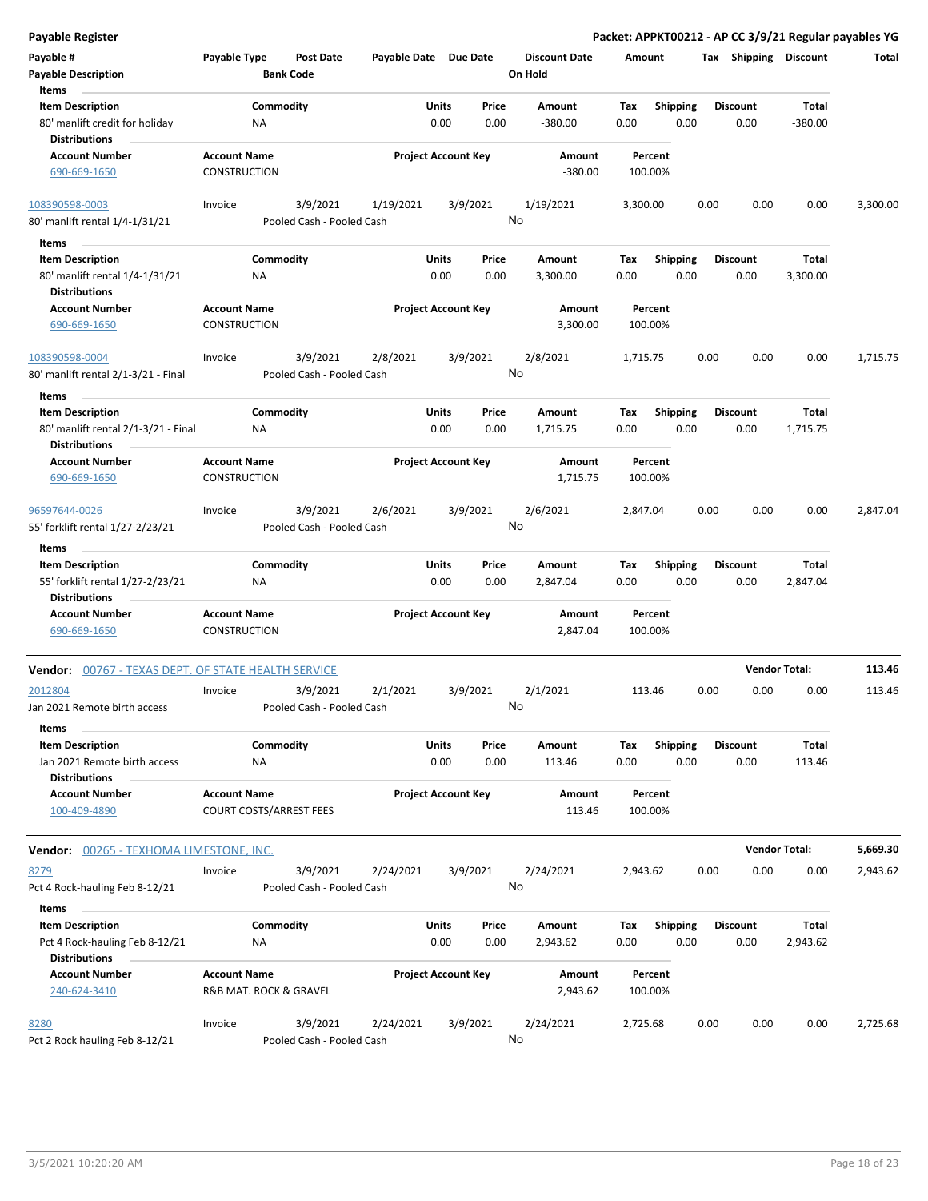**Payable Register**

**Packet: APPKT00212 - AP CC 3/9/21 Regular payables YG**

| Payable # | Payable Type | Post Date | Payable Date | Due Date | Discount Date | Amount | Tax | Shipping | Discount | Total |
|---|---|---|---|---|---|---|---|---|---|---|
| Payable Description | | Bank Code | | | On Hold | | | | | |

**Items**

| Item Description | Commodity | Units | Price | Amount | Tax | Shipping | Discount | Total |
|---|---|---|---|---|---|---|---|---|
| 80' manlift credit for holiday | NA | 0.00 | 0.00 | -380.00 | 0.00 | 0.00 | 0.00 | -380.00 |

**Distributions**

| Account Number | Account Name | Project Account Key | Amount | Percent |
|---|---|---|---|---|
| 690-669-1650 | CONSTRUCTION | | -380.00 | 100.00% |

| Payable # | Payable Type | Post Date | Payable Date | Due Date | Discount Date | Amount | Tax | Shipping | Discount | Total |
|---|---|---|---|---|---|---|---|---|---|---|
| 108390598-0003 | Invoice | 3/9/2021 | 1/19/2021 | 3/9/2021 | 1/19/2021 | 3,300.00 | 0.00 | 0.00 | 0.00 | 3,300.00 |
| 80' manlift rental 1/4-1/31/21 | | Pooled Cash - Pooled Cash | | | No | | | | | |

**Items**

| Item Description | Commodity | Units | Price | Amount | Tax | Shipping | Discount | Total |
|---|---|---|---|---|---|---|---|---|
| 80' manlift rental 1/4-1/31/21 | NA | 0.00 | 0.00 | 3,300.00 | 0.00 | 0.00 | 0.00 | 3,300.00 |

**Distributions**

| Account Number | Account Name | Project Account Key | Amount | Percent |
|---|---|---|---|---|
| 690-669-1650 | CONSTRUCTION | | 3,300.00 | 100.00% |

| Payable # | Payable Type | Post Date | Payable Date | Due Date | Discount Date | Amount | Tax | Shipping | Discount | Total |
|---|---|---|---|---|---|---|---|---|---|---|
| 108390598-0004 | Invoice | 3/9/2021 | 2/8/2021 | 3/9/2021 | 2/8/2021 | 1,715.75 | 0.00 | 0.00 | 0.00 | 1,715.75 |
| 80' manlift rental 2/1-3/21 - Final | | Pooled Cash - Pooled Cash | | | No | | | | | |

**Items**

| Item Description | Commodity | Units | Price | Amount | Tax | Shipping | Discount | Total |
|---|---|---|---|---|---|---|---|---|
| 80' manlift rental 2/1-3/21 - Final | NA | 0.00 | 0.00 | 1,715.75 | 0.00 | 0.00 | 0.00 | 1,715.75 |

**Distributions**

| Account Number | Account Name | Project Account Key | Amount | Percent |
|---|---|---|---|---|
| 690-669-1650 | CONSTRUCTION | | 1,715.75 | 100.00% |

| Payable # | Payable Type | Post Date | Payable Date | Due Date | Discount Date | Amount | Tax | Shipping | Discount | Total |
|---|---|---|---|---|---|---|---|---|---|---|
| 96597644-0026 | Invoice | 3/9/2021 | 2/6/2021 | 3/9/2021 | 2/6/2021 | 2,847.04 | 0.00 | 0.00 | 0.00 | 2,847.04 |
| 55' forklift rental 1/27-2/23/21 | | Pooled Cash - Pooled Cash | | | No | | | | | |

**Items**

| Item Description | Commodity | Units | Price | Amount | Tax | Shipping | Discount | Total |
|---|---|---|---|---|---|---|---|---|
| 55' forklift rental 1/27-2/23/21 | NA | 0.00 | 0.00 | 2,847.04 | 0.00 | 0.00 | 0.00 | 2,847.04 |

**Distributions**

| Account Number | Account Name | Project Account Key | Amount | Percent |
|---|---|---|---|---|
| 690-669-1650 | CONSTRUCTION | | 2,847.04 | 100.00% |

**Vendor: 00767 - TEXAS DEPT. OF STATE HEALTH SERVICE** — **Vendor Total: 113.46**

| Payable # | Payable Type | Post Date | Payable Date | Due Date | Discount Date | Amount | Tax | Shipping | Discount | Total |
|---|---|---|---|---|---|---|---|---|---|---|
| 2012804 | Invoice | 3/9/2021 | 2/1/2021 | 3/9/2021 | 2/1/2021 | 113.46 | 0.00 | 0.00 | 0.00 | 113.46 |
| Jan 2021 Remote birth access | | Pooled Cash - Pooled Cash | | | No | | | | | |

**Items**

| Item Description | Commodity | Units | Price | Amount | Tax | Shipping | Discount | Total |
|---|---|---|---|---|---|---|---|---|
| Jan 2021 Remote birth access | NA | 0.00 | 0.00 | 113.46 | 0.00 | 0.00 | 0.00 | 113.46 |

**Distributions**

| Account Number | Account Name | Project Account Key | Amount | Percent |
|---|---|---|---|---|
| 100-409-4890 | COURT COSTS/ARREST FEES | | 113.46 | 100.00% |

**Vendor: 00265 - TEXHOMA LIMESTONE, INC.** — **Vendor Total: 5,669.30**

| Payable # | Payable Type | Post Date | Payable Date | Due Date | Discount Date | Amount | Tax | Shipping | Discount | Total |
|---|---|---|---|---|---|---|---|---|---|---|
| 8279 | Invoice | 3/9/2021 | 2/24/2021 | 3/9/2021 | 2/24/2021 | 2,943.62 | 0.00 | 0.00 | 0.00 | 2,943.62 |
| Pct 4 Rock-hauling Feb 8-12/21 | | Pooled Cash - Pooled Cash | | | No | | | | | |

**Items**

| Item Description | Commodity | Units | Price | Amount | Tax | Shipping | Discount | Total |
|---|---|---|---|---|---|---|---|---|
| Pct 4 Rock-hauling Feb 8-12/21 | NA | 0.00 | 0.00 | 2,943.62 | 0.00 | 0.00 | 0.00 | 2,943.62 |

**Distributions**

| Account Number | Account Name | Project Account Key | Amount | Percent |
|---|---|---|---|---|
| 240-624-3410 | R&B MAT. ROCK & GRAVEL | | 2,943.62 | 100.00% |

| Payable # | Payable Type | Post Date | Payable Date | Due Date | Discount Date | Amount | Tax | Shipping | Discount | Total |
|---|---|---|---|---|---|---|---|---|---|---|
| 8280 | Invoice | 3/9/2021 | 2/24/2021 | 3/9/2021 | 2/24/2021 | 2,725.68 | 0.00 | 0.00 | 0.00 | 2,725.68 |
| Pct 2 Rock hauling Feb 8-12/21 | | Pooled Cash - Pooled Cash | | | No | | | | | |

3/5/2021 10:20:20 AM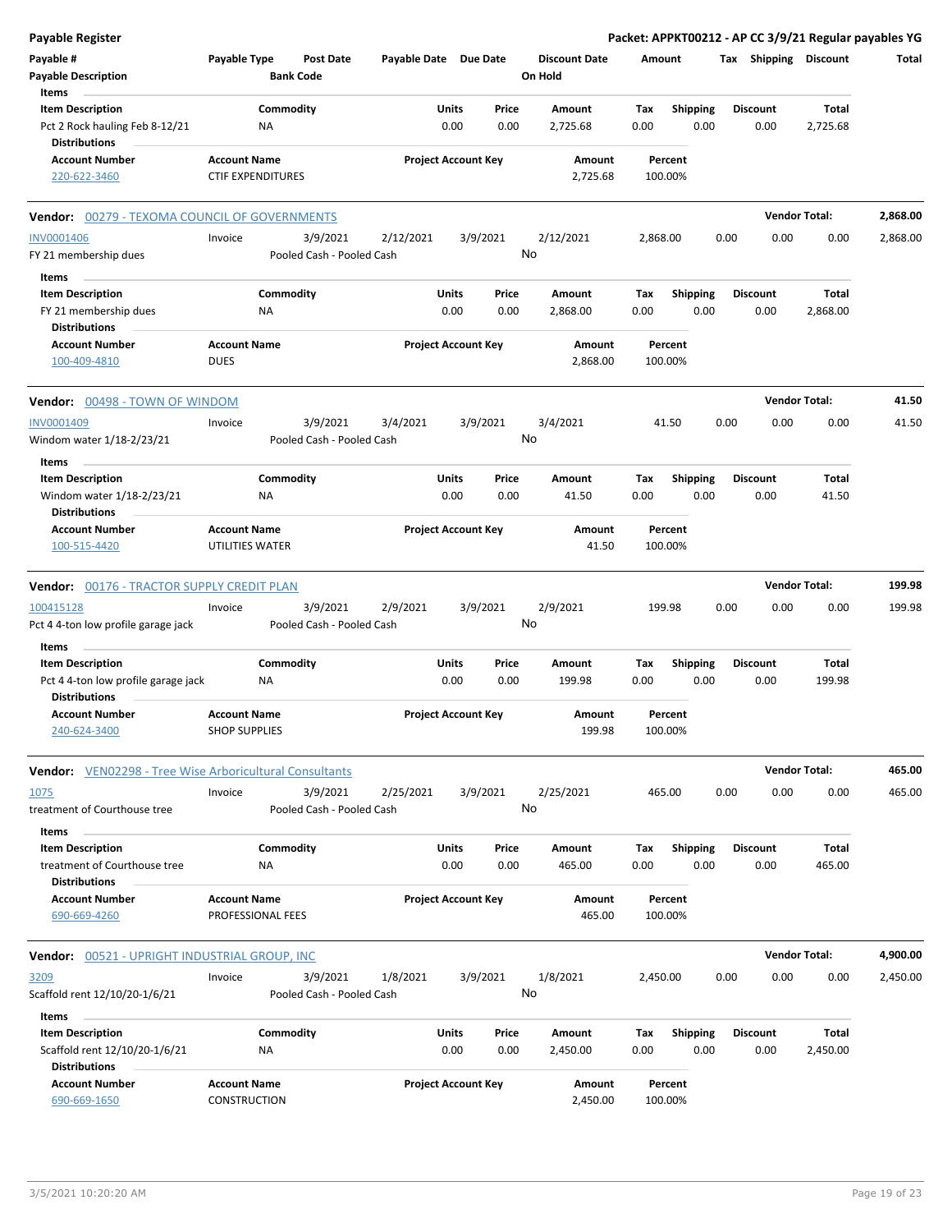**Payable Register** — **Packet: APPKT00212 - AP CC 3/9/21 Regular payables YG**

| Payable # | Payable Type | Post Date | Payable Date | Due Date | Discount Date | Amount | Tax | Shipping | Discount | Total |
|---|---|---|---|---|---|---|---|---|---|---|
| Payable Description | | Bank Code | | | On Hold | | | | | |

**Items**

| Item Description | Commodity | Units | Price | Amount | Tax | Shipping | Discount | Total |
|---|---|---|---|---|---|---|---|---|
| Pct 2 Rock hauling Feb 8-12/21 | NA | 0.00 | 0.00 | 2,725.68 | 0.00 | 0.00 | 0.00 | 2,725.68 |

**Distributions**

| Account Number | Account Name | Project Account Key | Amount | Percent |
|---|---|---|---|---|
| 220-622-3460 | CTIF EXPENDITURES | | 2,725.68 | 100.00% |

---

**Vendor: 00279 - TEXOMA COUNCIL OF GOVERNMENTS** — **Vendor Total: 2,868.00**

| Payable # | Payable Type | Post Date | Payable Date | Due Date | Discount Date | Amount | Tax | Shipping | Discount | Total |
|---|---|---|---|---|---|---|---|---|---|---|
| INV0001406 | Invoice | 3/9/2021 | 2/12/2021 | 3/9/2021 | 2/12/2021 | 2,868.00 | 0.00 | 0.00 | 0.00 | 2,868.00 |
| FY 21 membership dues | | Pooled Cash - Pooled Cash | | | No | | | | | |

**Items**

| Item Description | Commodity | Units | Price | Amount | Tax | Shipping | Discount | Total |
|---|---|---|---|---|---|---|---|---|
| FY 21 membership dues | NA | 0.00 | 0.00 | 2,868.00 | 0.00 | 0.00 | 0.00 | 2,868.00 |

**Distributions**

| Account Number | Account Name | Project Account Key | Amount | Percent |
|---|---|---|---|---|
| 100-409-4810 | DUES | | 2,868.00 | 100.00% |

---

**Vendor: 00498 - TOWN OF WINDOM** — **Vendor Total: 41.50**

| Payable # | Payable Type | Post Date | Payable Date | Due Date | Discount Date | Amount | Tax | Shipping | Discount | Total |
|---|---|---|---|---|---|---|---|---|---|---|
| INV0001409 | Invoice | 3/9/2021 | 3/4/2021 | 3/9/2021 | 3/4/2021 | 41.50 | 0.00 | 0.00 | 0.00 | 41.50 |
| Windom water 1/18-2/23/21 | | Pooled Cash - Pooled Cash | | | No | | | | | |

**Items**

| Item Description | Commodity | Units | Price | Amount | Tax | Shipping | Discount | Total |
|---|---|---|---|---|---|---|---|---|
| Windom water 1/18-2/23/21 | NA | 0.00 | 0.00 | 41.50 | 0.00 | 0.00 | 0.00 | 41.50 |

**Distributions**

| Account Number | Account Name | Project Account Key | Amount | Percent |
|---|---|---|---|---|
| 100-515-4420 | UTILITIES WATER | | 41.50 | 100.00% |

---

**Vendor: 00176 - TRACTOR SUPPLY CREDIT PLAN** — **Vendor Total: 199.98**

| Payable # | Payable Type | Post Date | Payable Date | Due Date | Discount Date | Amount | Tax | Shipping | Discount | Total |
|---|---|---|---|---|---|---|---|---|---|---|
| 100415128 | Invoice | 3/9/2021 | 2/9/2021 | 3/9/2021 | 2/9/2021 | 199.98 | 0.00 | 0.00 | 0.00 | 199.98 |
| Pct 4 4-ton low profile garage jack | | Pooled Cash - Pooled Cash | | | No | | | | | |

**Items**

| Item Description | Commodity | Units | Price | Amount | Tax | Shipping | Discount | Total |
|---|---|---|---|---|---|---|---|---|
| Pct 4 4-ton low profile garage jack | NA | 0.00 | 0.00 | 199.98 | 0.00 | 0.00 | 0.00 | 199.98 |

**Distributions**

| Account Number | Account Name | Project Account Key | Amount | Percent |
|---|---|---|---|---|
| 240-624-3400 | SHOP SUPPLIES | | 199.98 | 100.00% |

---

**Vendor: VEN02298 - Tree Wise Arboricultural Consultants** — **Vendor Total: 465.00**

| Payable # | Payable Type | Post Date | Payable Date | Due Date | Discount Date | Amount | Tax | Shipping | Discount | Total |
|---|---|---|---|---|---|---|---|---|---|---|
| 1075 | Invoice | 3/9/2021 | 2/25/2021 | 3/9/2021 | 2/25/2021 | 465.00 | 0.00 | 0.00 | 0.00 | 465.00 |
| treatment of Courthouse tree | | Pooled Cash - Pooled Cash | | | No | | | | | |

**Items**

| Item Description | Commodity | Units | Price | Amount | Tax | Shipping | Discount | Total |
|---|---|---|---|---|---|---|---|---|
| treatment of Courthouse tree | NA | 0.00 | 0.00 | 465.00 | 0.00 | 0.00 | 0.00 | 465.00 |

**Distributions**

| Account Number | Account Name | Project Account Key | Amount | Percent |
|---|---|---|---|---|
| 690-669-4260 | PROFESSIONAL FEES | | 465.00 | 100.00% |

---

**Vendor: 00521 - UPRIGHT INDUSTRIAL GROUP, INC** — **Vendor Total: 4,900.00**

| Payable # | Payable Type | Post Date | Payable Date | Due Date | Discount Date | Amount | Tax | Shipping | Discount | Total |
|---|---|---|---|---|---|---|---|---|---|---|
| 3209 | Invoice | 3/9/2021 | 1/8/2021 | 3/9/2021 | 1/8/2021 | 2,450.00 | 0.00 | 0.00 | 0.00 | 2,450.00 |
| Scaffold rent 12/10/20-1/6/21 | | Pooled Cash - Pooled Cash | | | No | | | | | |

**Items**

| Item Description | Commodity | Units | Price | Amount | Tax | Shipping | Discount | Total |
|---|---|---|---|---|---|---|---|---|
| Scaffold rent 12/10/20-1/6/21 | NA | 0.00 | 0.00 | 2,450.00 | 0.00 | 0.00 | 0.00 | 2,450.00 |

**Distributions**

| Account Number | Account Name | Project Account Key | Amount | Percent |
|---|---|---|---|---|
| 690-669-1650 | CONSTRUCTION | | 2,450.00 | 100.00% |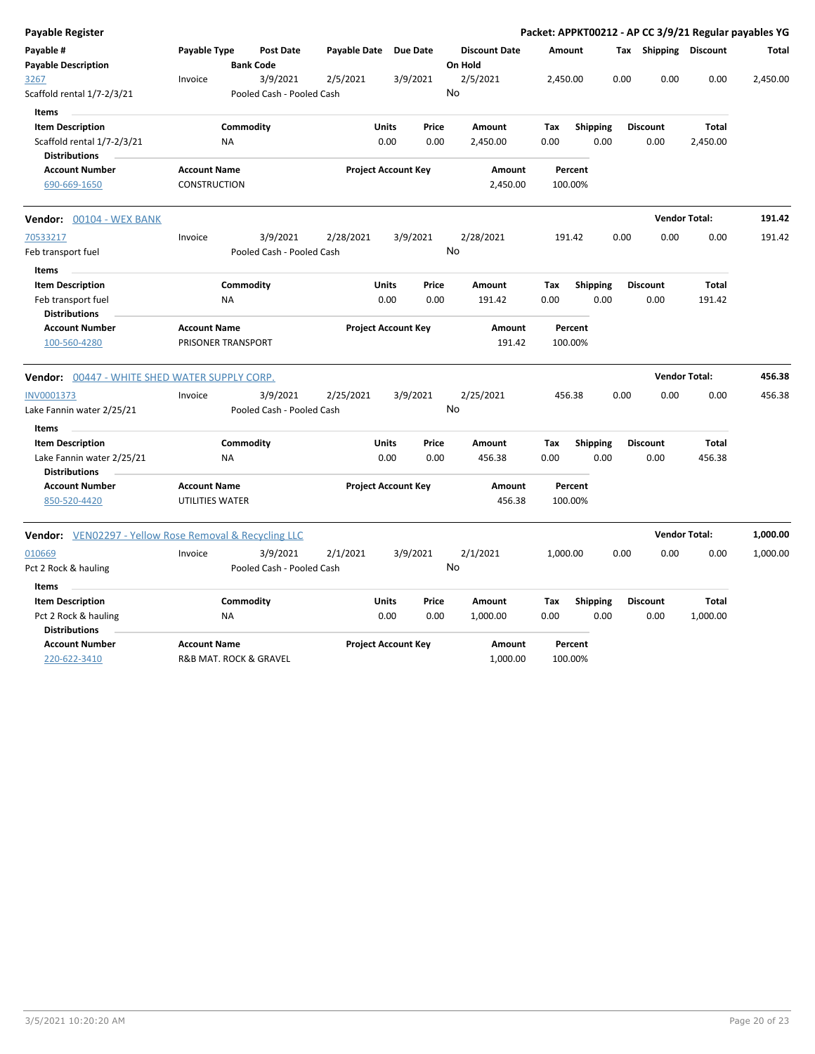**Payable Register** — **Packet: APPKT00212 - AP CC 3/9/21 Regular payables YG**

| Payable # / Payable Description | Payable Type | Post Date / Bank Code | Payable Date | Due Date | Discount Date / On Hold | Amount | Tax | Shipping | Discount | Total |
|---|---|---|---|---|---|---|---|---|---|---|
| 3267 | Invoice | 3/9/2021 | 2/5/2021 | 3/9/2021 | 2/5/2021 | 2,450.00 | 0.00 | 0.00 | 0.00 | 2,450.00 |
| Scaffold rental 1/7-2/3/21 | | Pooled Cash - Pooled Cash | | | No | | | | | |

**Items**

| Item Description | Commodity | Units | Price | Amount | Tax | Shipping | Discount | Total |
|---|---|---|---|---|---|---|---|---|
| Scaffold rental 1/7-2/3/21 | NA | 0.00 | 0.00 | 2,450.00 | 0.00 | 0.00 | 0.00 | 2,450.00 |

**Distributions**

| Account Number | Account Name | Project Account Key | Amount | Percent |
|---|---|---|---|---|
| 690-669-1650 | CONSTRUCTION | | 2,450.00 | 100.00% |

**Vendor: 00104 - WEX BANK** — **Vendor Total: 191.42**

| Payable # / Payable Description | Payable Type | Post Date / Bank Code | Payable Date | Due Date | Discount Date / On Hold | Amount | Tax | Shipping | Discount | Total |
|---|---|---|---|---|---|---|---|---|---|---|
| 70533217 | Invoice | 3/9/2021 | 2/28/2021 | 3/9/2021 | 2/28/2021 | 191.42 | 0.00 | 0.00 | 0.00 | 191.42 |
| Feb transport fuel | | Pooled Cash - Pooled Cash | | | No | | | | | |

**Items**

| Item Description | Commodity | Units | Price | Amount | Tax | Shipping | Discount | Total |
|---|---|---|---|---|---|---|---|---|
| Feb transport fuel | NA | 0.00 | 0.00 | 191.42 | 0.00 | 0.00 | 0.00 | 191.42 |

**Distributions**

| Account Number | Account Name | Project Account Key | Amount | Percent |
|---|---|---|---|---|
| 100-560-4280 | PRISONER TRANSPORT | | 191.42 | 100.00% |

**Vendor: 00447 - WHITE SHED WATER SUPPLY CORP.** — **Vendor Total: 456.38**

| Payable # / Payable Description | Payable Type | Post Date / Bank Code | Payable Date | Due Date | Discount Date / On Hold | Amount | Tax | Shipping | Discount | Total |
|---|---|---|---|---|---|---|---|---|---|---|
| INV0001373 | Invoice | 3/9/2021 | 2/25/2021 | 3/9/2021 | 2/25/2021 | 456.38 | 0.00 | 0.00 | 0.00 | 456.38 |
| Lake Fannin water 2/25/21 | | Pooled Cash - Pooled Cash | | | No | | | | | |

**Items**

| Item Description | Commodity | Units | Price | Amount | Tax | Shipping | Discount | Total |
|---|---|---|---|---|---|---|---|---|
| Lake Fannin water 2/25/21 | NA | 0.00 | 0.00 | 456.38 | 0.00 | 0.00 | 0.00 | 456.38 |

**Distributions**

| Account Number | Account Name | Project Account Key | Amount | Percent |
|---|---|---|---|---|
| 850-520-4420 | UTILITIES WATER | | 456.38 | 100.00% |

**Vendor: VEN02297 - Yellow Rose Removal & Recycling LLC** — **Vendor Total: 1,000.00**

| Payable # / Payable Description | Payable Type | Post Date / Bank Code | Payable Date | Due Date | Discount Date / On Hold | Amount | Tax | Shipping | Discount | Total |
|---|---|---|---|---|---|---|---|---|---|---|
| 010669 | Invoice | 3/9/2021 | 2/1/2021 | 3/9/2021 | 2/1/2021 | 1,000.00 | 0.00 | 0.00 | 0.00 | 1,000.00 |
| Pct 2 Rock & hauling | | Pooled Cash - Pooled Cash | | | No | | | | | |

**Items**

| Item Description | Commodity | Units | Price | Amount | Tax | Shipping | Discount | Total |
|---|---|---|---|---|---|---|---|---|
| Pct 2 Rock & hauling | NA | 0.00 | 0.00 | 1,000.00 | 0.00 | 0.00 | 0.00 | 1,000.00 |

**Distributions**

| Account Number | Account Name | Project Account Key | Amount | Percent |
|---|---|---|---|---|
| 220-622-3410 | R&B MAT. ROCK & GRAVEL | | 1,000.00 | 100.00% |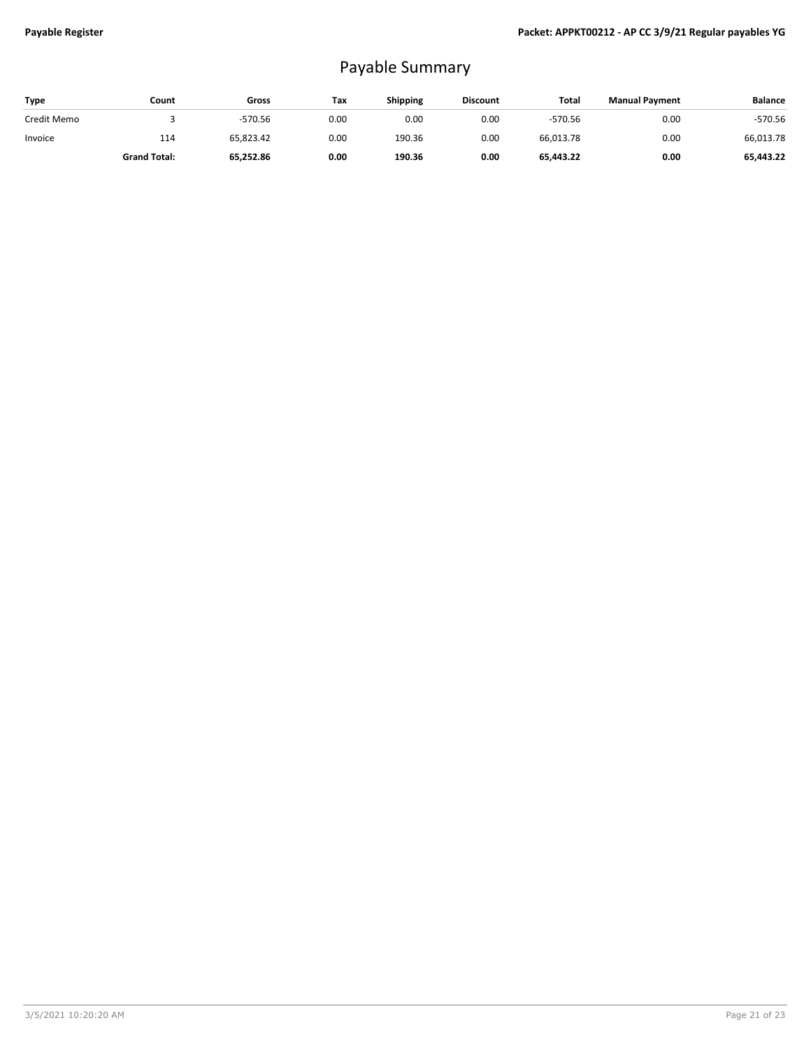# Payable Summary

| Type | Count | Gross | Tax | Shipping | Discount | Total | Manual Payment | Balance |
|---|---|---|---|---|---|---|---|---|
| Credit Memo | 3 | -570.56 | 0.00 | 0.00 | 0.00 | -570.56 | 0.00 | -570.56 |
| Invoice | 114 | 65,823.42 | 0.00 | 190.36 | 0.00 | 66,013.78 | 0.00 | 66,013.78 |
| | **Grand Total:** | **65,252.86** | **0.00** | **190.36** | **0.00** | **65,443.22** | **0.00** | **65,443.22** |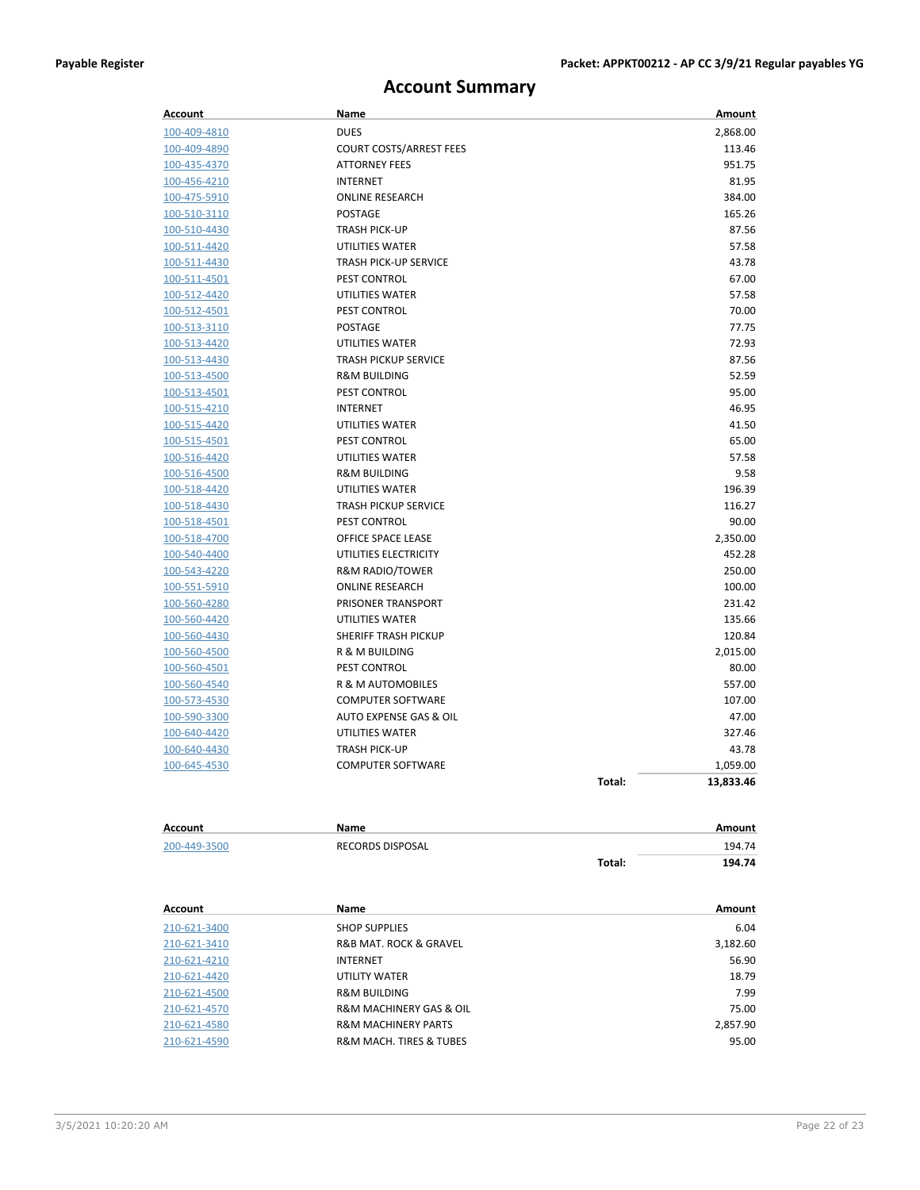## Account Summary

| Account | Name | | Amount |
|---|---|---|---|
| 100-409-4810 | DUES | | 2,868.00 |
| 100-409-4890 | COURT COSTS/ARREST FEES | | 113.46 |
| 100-435-4370 | ATTORNEY FEES | | 951.75 |
| 100-456-4210 | INTERNET | | 81.95 |
| 100-475-5910 | ONLINE RESEARCH | | 384.00 |
| 100-510-3110 | POSTAGE | | 165.26 |
| 100-510-4430 | TRASH PICK-UP | | 87.56 |
| 100-511-4420 | UTILITIES WATER | | 57.58 |
| 100-511-4430 | TRASH PICK-UP SERVICE | | 43.78 |
| 100-511-4501 | PEST CONTROL | | 67.00 |
| 100-512-4420 | UTILITIES WATER | | 57.58 |
| 100-512-4501 | PEST CONTROL | | 70.00 |
| 100-513-3110 | POSTAGE | | 77.75 |
| 100-513-4420 | UTILITIES WATER | | 72.93 |
| 100-513-4430 | TRASH PICKUP SERVICE | | 87.56 |
| 100-513-4500 | R&M BUILDING | | 52.59 |
| 100-513-4501 | PEST CONTROL | | 95.00 |
| 100-515-4210 | INTERNET | | 46.95 |
| 100-515-4420 | UTILITIES WATER | | 41.50 |
| 100-515-4501 | PEST CONTROL | | 65.00 |
| 100-516-4420 | UTILITIES WATER | | 57.58 |
| 100-516-4500 | R&M BUILDING | | 9.58 |
| 100-518-4420 | UTILITIES WATER | | 196.39 |
| 100-518-4430 | TRASH PICKUP SERVICE | | 116.27 |
| 100-518-4501 | PEST CONTROL | | 90.00 |
| 100-518-4700 | OFFICE SPACE LEASE | | 2,350.00 |
| 100-540-4400 | UTILITIES ELECTRICITY | | 452.28 |
| 100-543-4220 | R&M RADIO/TOWER | | 250.00 |
| 100-551-5910 | ONLINE RESEARCH | | 100.00 |
| 100-560-4280 | PRISONER TRANSPORT | | 231.42 |
| 100-560-4420 | UTILITIES WATER | | 135.66 |
| 100-560-4430 | SHERIFF TRASH PICKUP | | 120.84 |
| 100-560-4500 | R & M BUILDING | | 2,015.00 |
| 100-560-4501 | PEST CONTROL | | 80.00 |
| 100-560-4540 | R & M AUTOMOBILES | | 557.00 |
| 100-573-4530 | COMPUTER SOFTWARE | | 107.00 |
| 100-590-3300 | AUTO EXPENSE GAS & OIL | | 47.00 |
| 100-640-4420 | UTILITIES WATER | | 327.46 |
| 100-640-4430 | TRASH PICK-UP | | 43.78 |
| 100-645-4530 | COMPUTER SOFTWARE | | 1,059.00 |
| | | **Total:** | **13,833.46** |

| Account | Name | | Amount |
|---|---|---|---|
| 200-449-3500 | RECORDS DISPOSAL | | 194.74 |
| | | **Total:** | **194.74** |

| Account | Name | Amount |
|---|---|---|
| 210-621-3400 | SHOP SUPPLIES | 6.04 |
| 210-621-3410 | R&B MAT. ROCK & GRAVEL | 3,182.60 |
| 210-621-4210 | INTERNET | 56.90 |
| 210-621-4420 | UTILITY WATER | 18.79 |
| 210-621-4500 | R&M BUILDING | 7.99 |
| 210-621-4570 | R&M MACHINERY GAS & OIL | 75.00 |
| 210-621-4580 | R&M MACHINERY PARTS | 2,857.90 |
| 210-621-4590 | R&M MACH. TIRES & TUBES | 95.00 |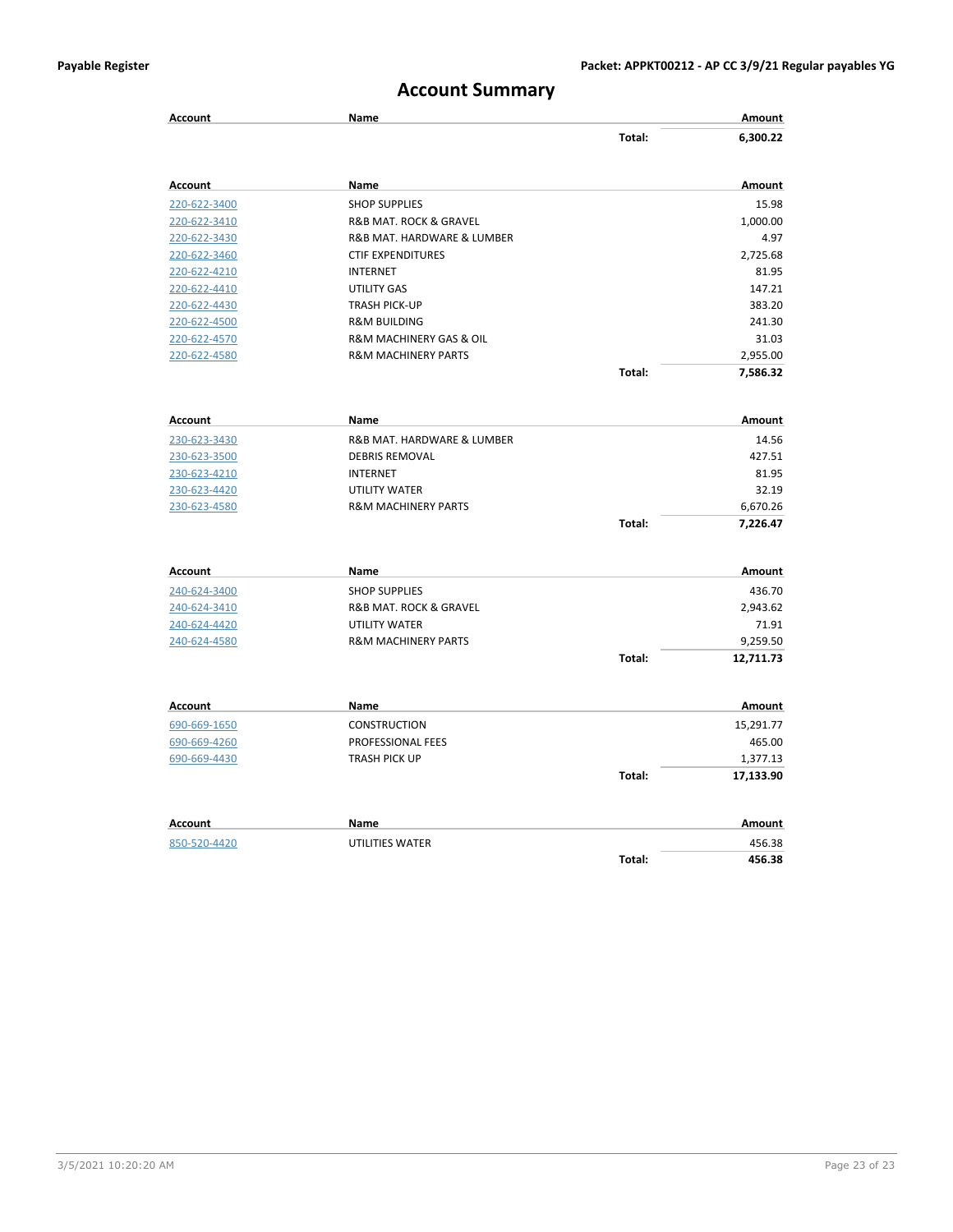# Account Summary

| Account | Name | | Amount |
|---|---|---|---|
| | | Total: | 6,300.22 |

| Account | Name | | Amount |
|---|---|---|---|
| 220-622-3400 | SHOP SUPPLIES | | 15.98 |
| 220-622-3410 | R&B MAT. ROCK & GRAVEL | | 1,000.00 |
| 220-622-3430 | R&B MAT. HARDWARE & LUMBER | | 4.97 |
| 220-622-3460 | CTIF EXPENDITURES | | 2,725.68 |
| 220-622-4210 | INTERNET | | 81.95 |
| 220-622-4410 | UTILITY GAS | | 147.21 |
| 220-622-4430 | TRASH PICK-UP | | 383.20 |
| 220-622-4500 | R&M BUILDING | | 241.30 |
| 220-622-4570 | R&M MACHINERY GAS & OIL | | 31.03 |
| 220-622-4580 | R&M MACHINERY PARTS | | 2,955.00 |
| | | Total: | 7,586.32 |

| Account | Name | | Amount |
|---|---|---|---|
| 230-623-3430 | R&B MAT. HARDWARE & LUMBER | | 14.56 |
| 230-623-3500 | DEBRIS REMOVAL | | 427.51 |
| 230-623-4210 | INTERNET | | 81.95 |
| 230-623-4420 | UTILITY WATER | | 32.19 |
| 230-623-4580 | R&M MACHINERY PARTS | | 6,670.26 |
| | | Total: | 7,226.47 |

| Account | Name | | Amount |
|---|---|---|---|
| 240-624-3400 | SHOP SUPPLIES | | 436.70 |
| 240-624-3410 | R&B MAT. ROCK & GRAVEL | | 2,943.62 |
| 240-624-4420 | UTILITY WATER | | 71.91 |
| 240-624-4580 | R&M MACHINERY PARTS | | 9,259.50 |
| | | Total: | 12,711.73 |

| Account | Name | | Amount |
|---|---|---|---|
| 690-669-1650 | CONSTRUCTION | | 15,291.77 |
| 690-669-4260 | PROFESSIONAL FEES | | 465.00 |
| 690-669-4430 | TRASH PICK UP | | 1,377.13 |
| | | Total: | 17,133.90 |

| Account | Name | | Amount |
|---|---|---|---|
| 850-520-4420 | UTILITIES WATER | | 456.38 |
| | | Total: | 456.38 |